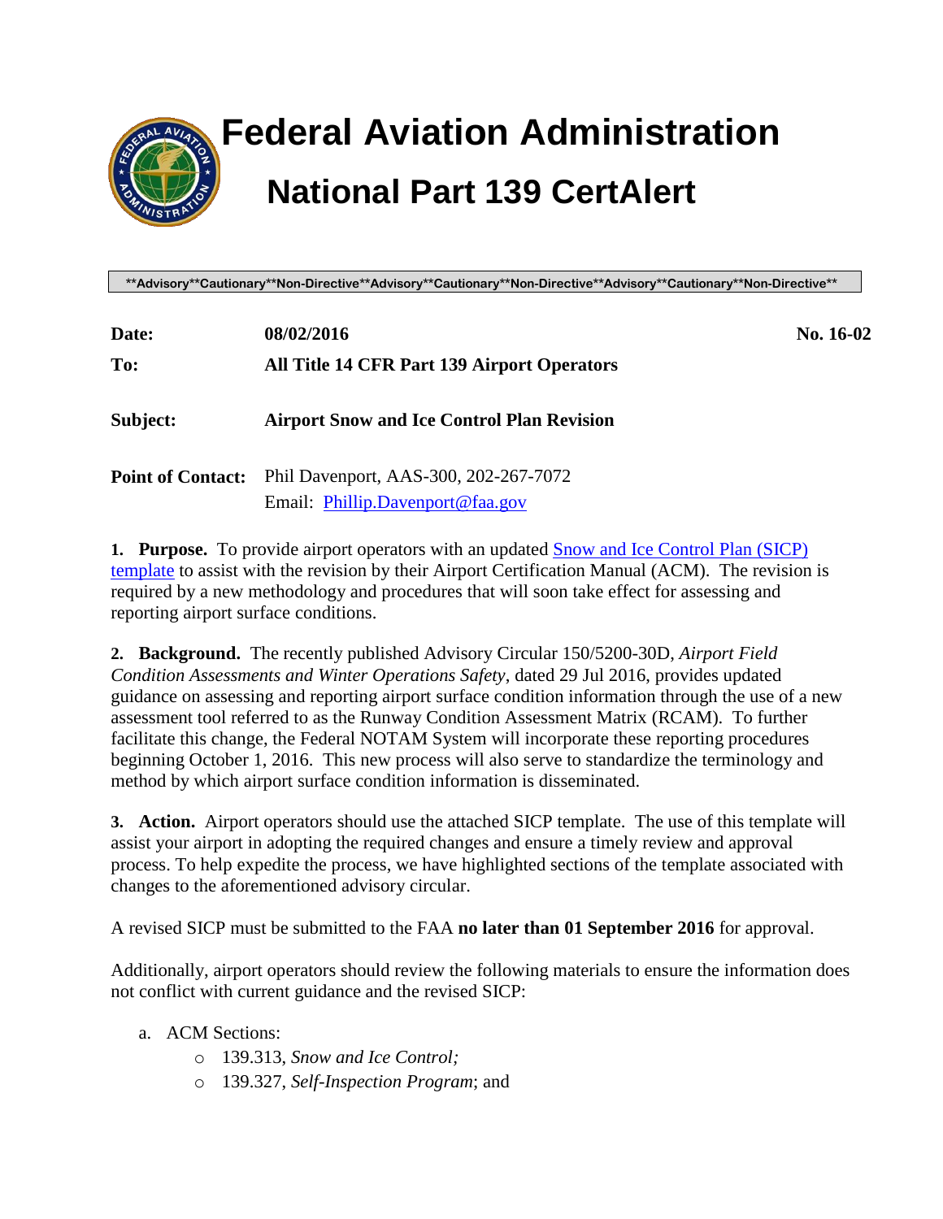# Federal Aviation Administration

## National Part 139 CertAlert

**Advisory**Cautionary**Non-Directive**Advisory**Cautionary**Non-Directive**Advisory**Cautionary**Non-Directive**

| | | |
|---|---|---|
| **Date:** | **08/02/2016** | **No. 16-02** |
| **To:** | **All Title 14 CFR Part 139 Airport Operators** | |
| **Subject:** | **Airport Snow and Ice Control Plan Revision** | |
| **Point of Contact:** | Phil Davenport, AAS-300, 202-267-7072<br>Email: Phillip.Davenport@faa.gov | |

**1. Purpose.** To provide airport operators with an updated Snow and Ice Control Plan (SICP) template to assist with the revision by their Airport Certification Manual (ACM). The revision is required by a new methodology and procedures that will soon take effect for assessing and reporting airport surface conditions.

**2. Background.** The recently published Advisory Circular 150/5200-30D, *Airport Field Condition Assessments and Winter Operations Safety*, dated 29 Jul 2016, provides updated guidance on assessing and reporting airport surface condition information through the use of a new assessment tool referred to as the Runway Condition Assessment Matrix (RCAM). To further facilitate this change, the Federal NOTAM System will incorporate these reporting procedures beginning October 1, 2016. This new process will also serve to standardize the terminology and method by which airport surface condition information is disseminated.

**3. Action.** Airport operators should use the attached SICP template. The use of this template will assist your airport in adopting the required changes and ensure a timely review and approval process. To help expedite the process, we have highlighted sections of the template associated with changes to the aforementioned advisory circular.

A revised SICP must be submitted to the FAA **no later than 01 September 2016** for approval.

Additionally, airport operators should review the following materials to ensure the information does not conflict with current guidance and the revised SICP:

a. ACM Sections:
   - 139.313, *Snow and Ice Control;*
   - 139.327, *Self-Inspection Program*; and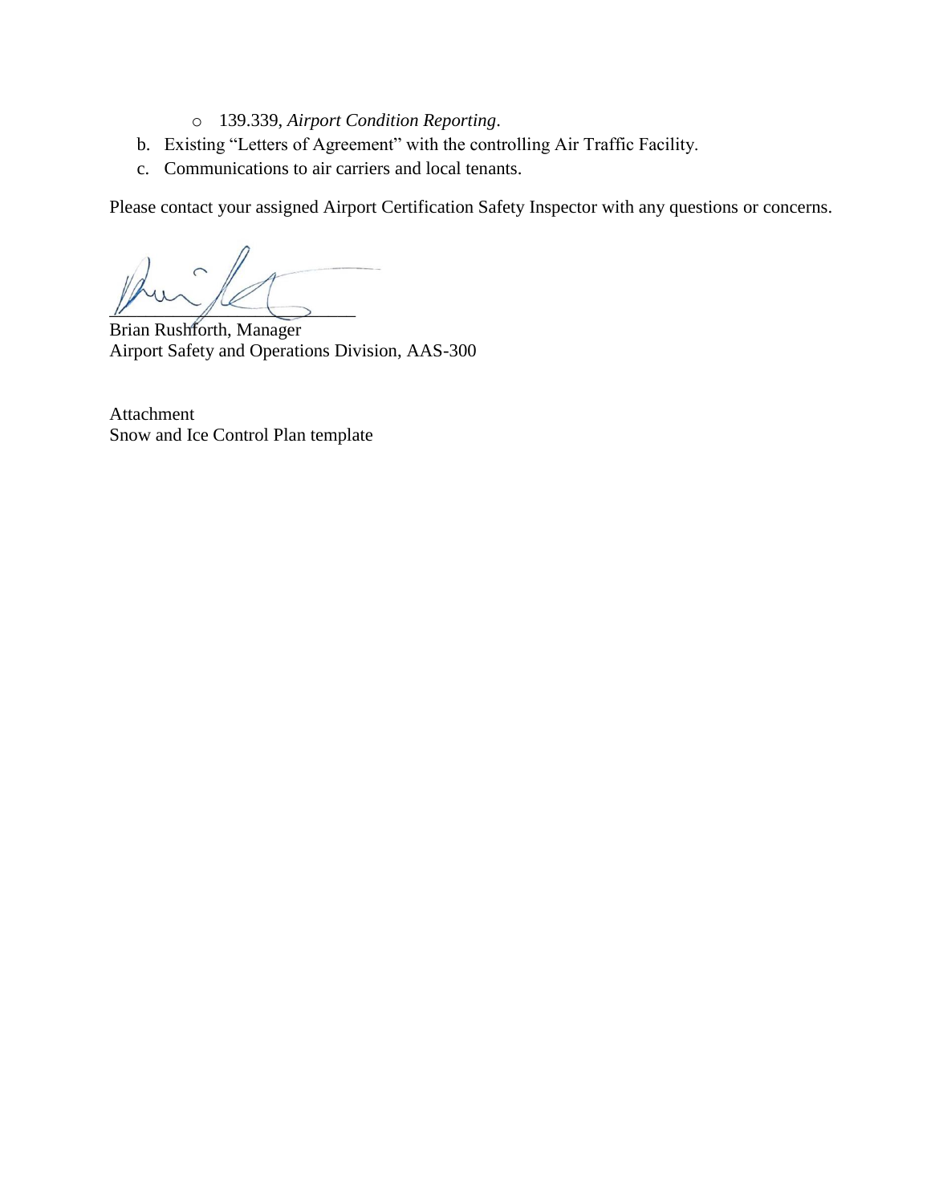- 139.339, *Airport Condition Reporting*.

b. Existing “Letters of Agreement” with the controlling Air Traffic Facility.

c. Communications to air carriers and local tenants.

Please contact your assigned Airport Certification Safety Inspector with any questions or concerns.

Brian Rushforth, Manager
Airport Safety and Operations Division, AAS-300

Attachment
Snow and Ice Control Plan template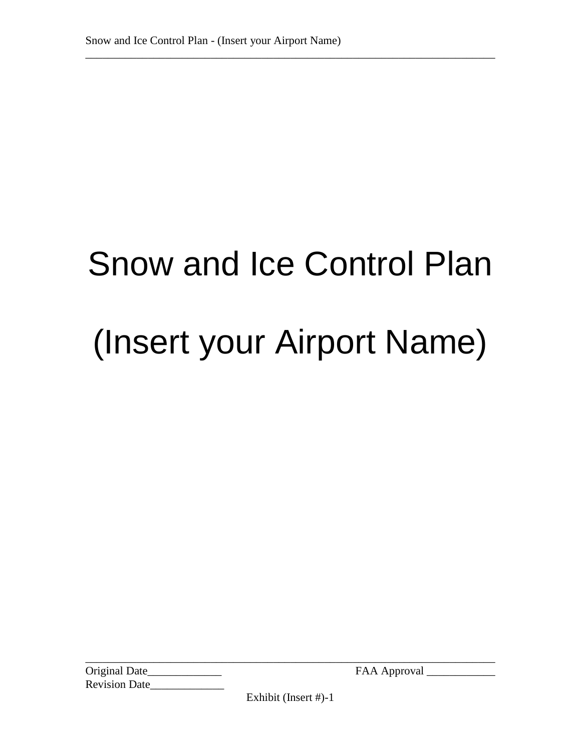# Snow and Ice Control Plan

# (Insert your Airport Name)

Original Date_____________ FAA Approval ____________

Revision Date_____________

Exhibit (Insert #)-1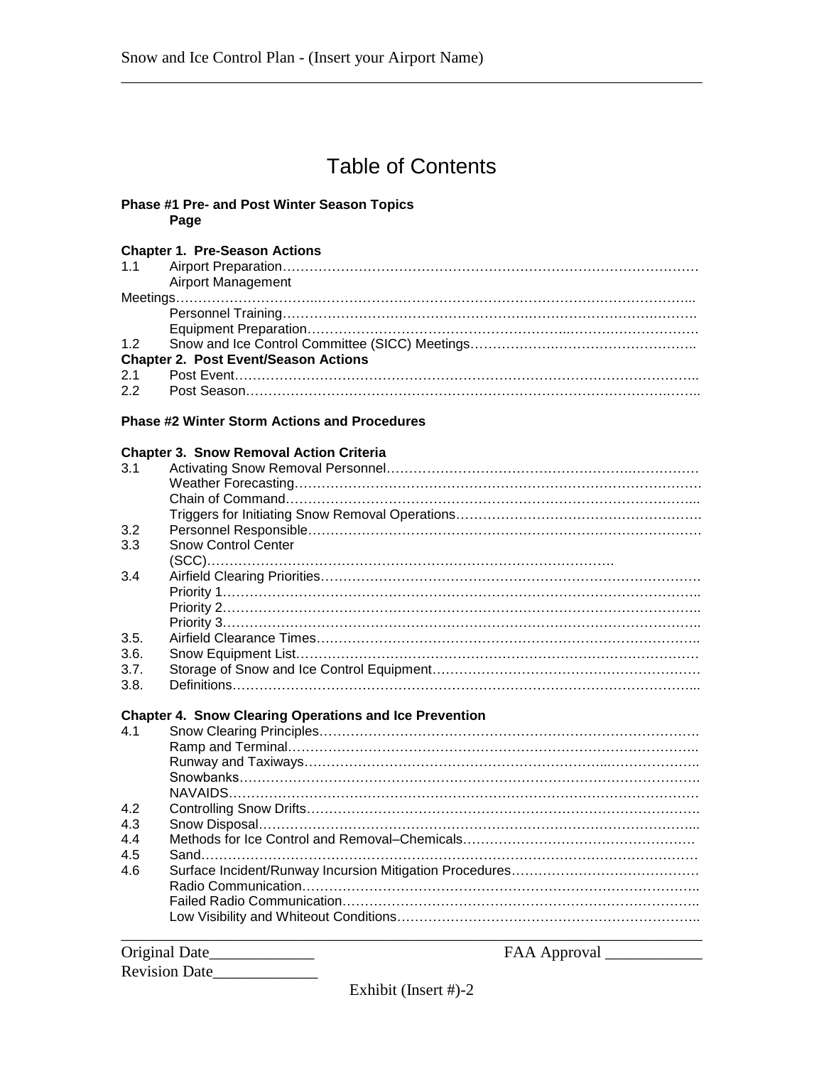# Table of Contents

**Phase #1 Pre- and Post Winter Season Topics**
**Page**

**Chapter 1. Pre-Season Actions**

1.1 Airport Preparation…………………………………………………………………………………
Airport Management Meetings…………………………………………………………………………………
Personnel Training…………………………………………………………………………………
Equipment Preparation…………………………………………………………………………………
1.2 Snow and Ice Control Committee (SICC) Meetings……………………………………………

**Chapter 2. Post Event/Season Actions**

2.1 Post Event…………………………………………………………………………………
2.2 Post Season…………………………………………………………………………………

**Phase #2 Winter Storm Actions and Procedures**

**Chapter 3. Snow Removal Action Criteria**

3.1 Activating Snow Removal Personnel……………………………………………………………
Weather Forecasting…………………………………………………………………………………
Chain of Command…………………………………………………………………………………
Triggers for Initiating Snow Removal Operations………………………………………………
3.2 Personnel Responsible…………………………………………………………………………………
3.3 Snow Control Center (SCC)…………………………………………………………………………………
3.4 Airfield Clearing Priorities…………………………………………………………………………………
Priority 1…………………………………………………………………………………
Priority 2…………………………………………………………………………………
Priority 3…………………………………………………………………………………
3.5. Airfield Clearance Times…………………………………………………………………………………
3.6. Snow Equipment List…………………………………………………………………………………
3.7. Storage of Snow and Ice Control Equipment……………………………………………………
3.8. Definitions…………………………………………………………………………………

**Chapter 4. Snow Clearing Operations and Ice Prevention**

4.1 Snow Clearing Principles…………………………………………………………………………………
Ramp and Terminal…………………………………………………………………………………
Runway and Taxiways…………………………………………………………………………………
Snowbanks…………………………………………………………………………………
NAVAIDS…………………………………………………………………………………
4.2 Controlling Snow Drifts…………………………………………………………………………………
4.3 Snow Disposal…………………………………………………………………………………
4.4 Methods for Ice Control and Removal–Chemicals……………………………………………
4.5 Sand…………………………………………………………………………………
4.6 Surface Incident/Runway Incursion Mitigation Procedures……………………………………
Radio Communication…………………………………………………………………………………
Failed Radio Communication…………………………………………………………………………………
Low Visibility and Whiteout Conditions…………………………………………………………

Original Date____________ FAA Approval ___________
Revision Date____________

Exhibit (Insert #)-2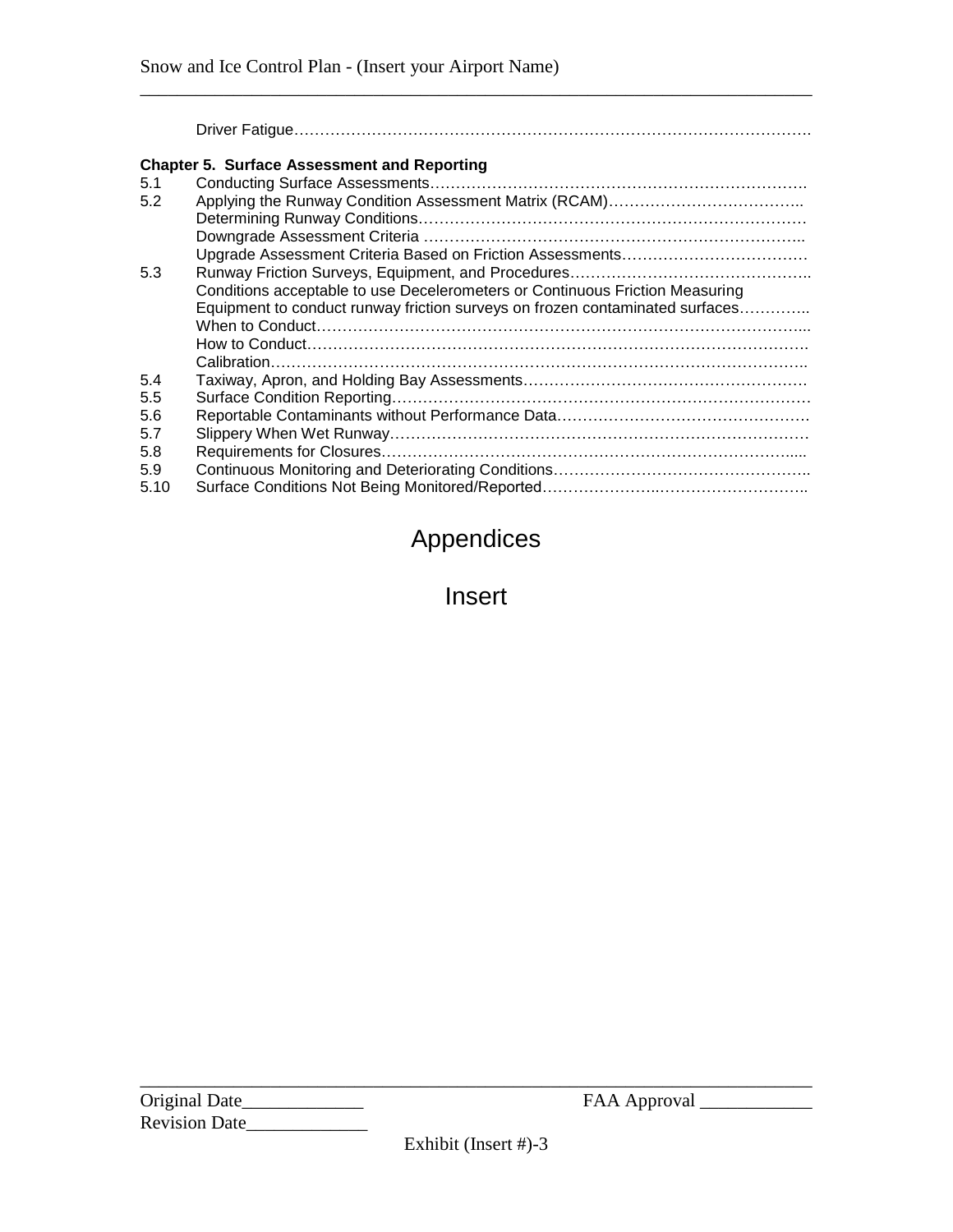Driver Fatigue……………………………………………………………………………………….

**Chapter 5. Surface Assessment and Reporting**

5.1 Conducting Surface Assessments……………………………………………………………….
5.2 Applying the Runway Condition Assessment Matrix (RCAM)………………………………..
 Determining Runway Conditions…………………………………………………………………
 Downgrade Assessment Criteria ………………………………………………………………..
 Upgrade Assessment Criteria Based on Friction Assessments………………………………
5.3 Runway Friction Surveys, Equipment, and Procedures………………………………………..
 Conditions acceptable to use Decelerometers or Continuous Friction Measuring Equipment to conduct runway friction surveys on frozen contaminated surfaces…………..
 When to Conduct………………………………………………………………………………...
 How to Conduct…………………………………………………………………………………….
 Calibration………………………………………………………………………………………….
5.4 Taxiway, Apron, and Holding Bay Assessments……………………………………………….
5.5 Surface Condition Reporting………………………………………………………………………
5.6 Reportable Contaminants without Performance Data………………………………………….
5.7 Slippery When Wet Runway………………………………………………………………………
5.8 Requirements for Closures……………………………………………………………………....
5.9 Continuous Monitoring and Deteriorating Conditions…………………………………………..
5.10 Surface Conditions Not Being Monitored/Reported……………………..………………………..

# Appendices

## Insert

Original Date_____________ FAA Approval ____________
Revision Date_____________

Exhibit (Insert #)-3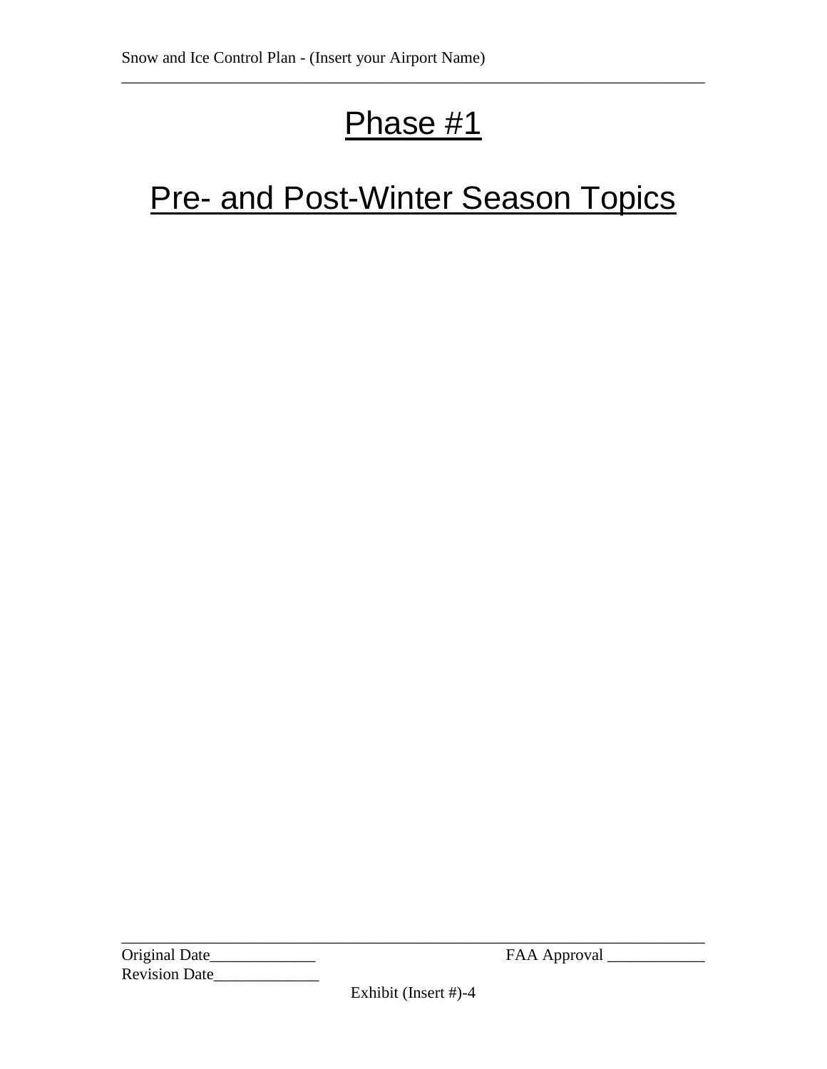# Phase #1

# Pre- and Post-Winter Season Topics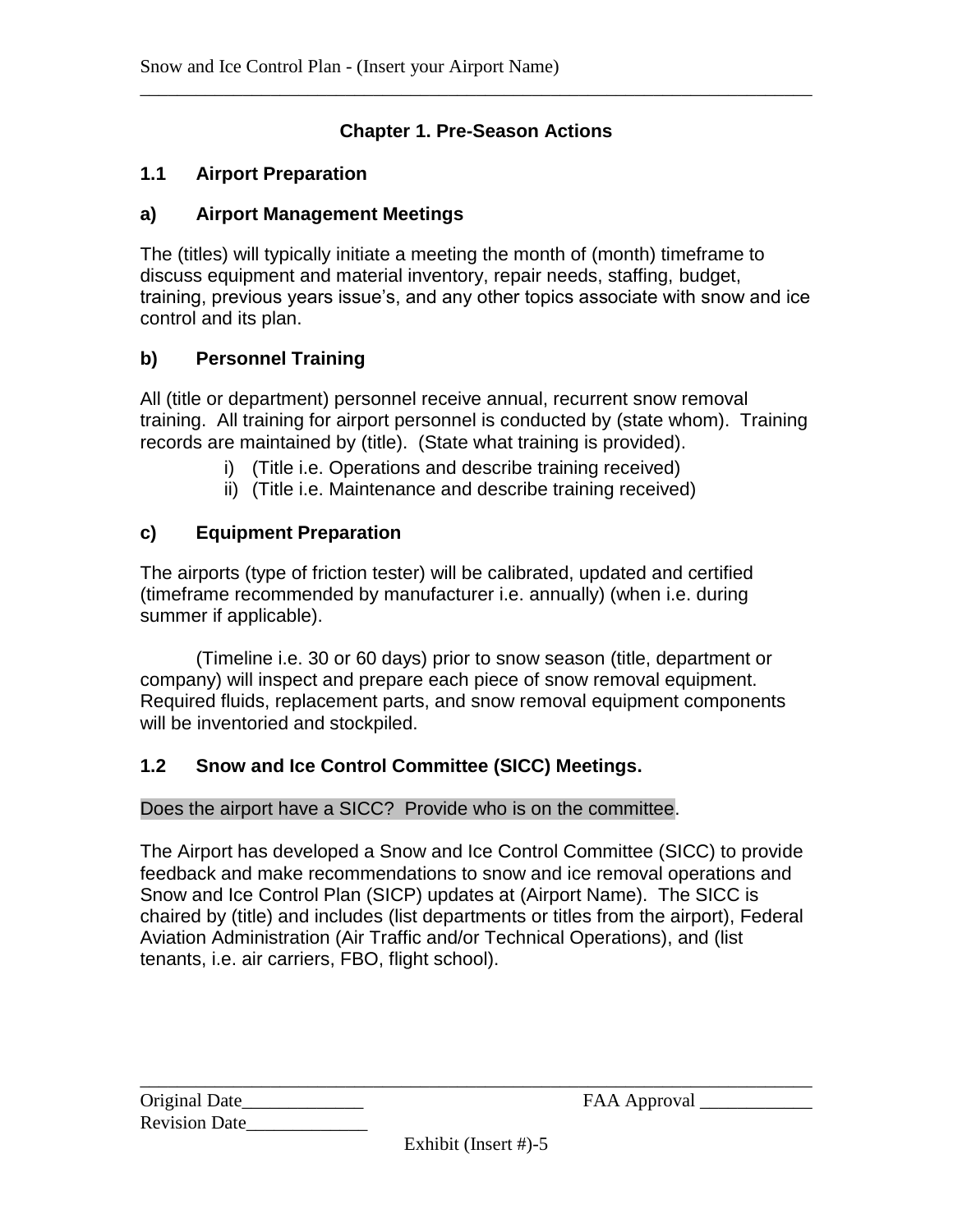# Chapter 1. Pre-Season Actions

## 1.1 Airport Preparation

### a) Airport Management Meetings

The (titles) will typically initiate a meeting the month of (month) timeframe to discuss equipment and material inventory, repair needs, staffing, budget, training, previous years issue's, and any other topics associate with snow and ice control and its plan.

### b) Personnel Training

All (title or department) personnel receive annual, recurrent snow removal training. All training for airport personnel is conducted by (state whom). Training records are maintained by (title). (State what training is provided).

i) (Title i.e. Operations and describe training received)
ii) (Title i.e. Maintenance and describe training received)

### c) Equipment Preparation

The airports (type of friction tester) will be calibrated, updated and certified (timeframe recommended by manufacturer i.e. annually) (when i.e. during summer if applicable).

(Timeline i.e. 30 or 60 days) prior to snow season (title, department or company) will inspect and prepare each piece of snow removal equipment. Required fluids, replacement parts, and snow removal equipment components will be inventoried and stockpiled.

## 1.2 Snow and Ice Control Committee (SICC) Meetings.

Does the airport have a SICC? Provide who is on the committee.

The Airport has developed a Snow and Ice Control Committee (SICC) to provide feedback and make recommendations to snow and ice removal operations and Snow and Ice Control Plan (SICP) updates at (Airport Name). The SICC is chaired by (title) and includes (list departments or titles from the airport), Federal Aviation Administration (Air Traffic and/or Technical Operations), and (list tenants, i.e. air carriers, FBO, flight school).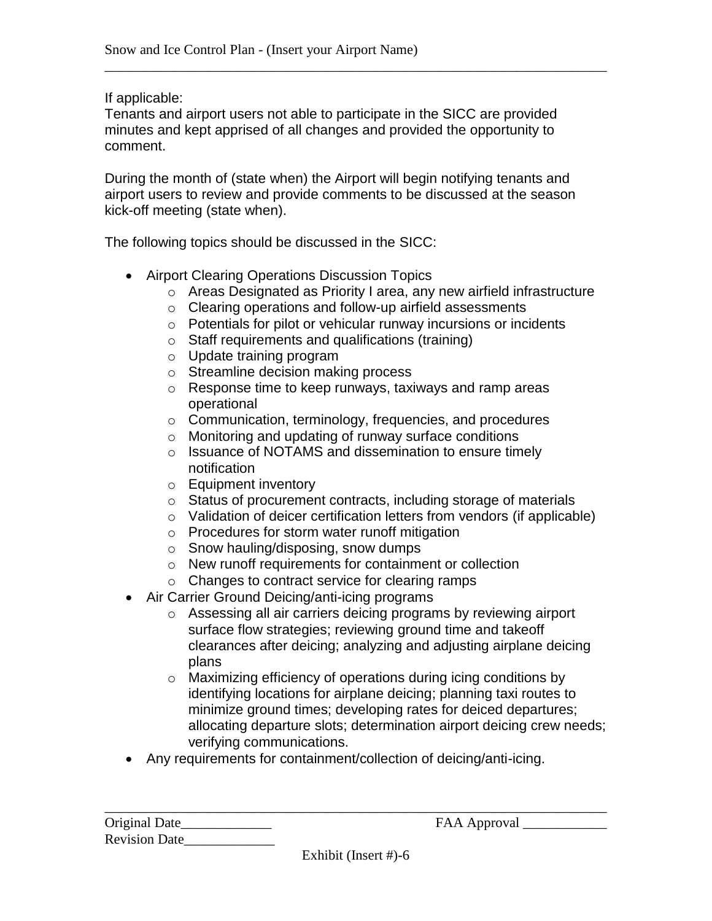If applicable:
Tenants and airport users not able to participate in the SICC are provided minutes and kept apprised of all changes and provided the opportunity to comment.

During the month of (state when) the Airport will begin notifying tenants and airport users to review and provide comments to be discussed at the season kick-off meeting (state when).

The following topics should be discussed in the SICC:

- Airport Clearing Operations Discussion Topics
  - Areas Designated as Priority I area, any new airfield infrastructure
  - Clearing operations and follow-up airfield assessments
  - Potentials for pilot or vehicular runway incursions or incidents
  - Staff requirements and qualifications (training)
  - Update training program
  - Streamline decision making process
  - Response time to keep runways, taxiways and ramp areas operational
  - Communication, terminology, frequencies, and procedures
  - Monitoring and updating of runway surface conditions
  - Issuance of NOTAMS and dissemination to ensure timely notification
  - Equipment inventory
  - Status of procurement contracts, including storage of materials
  - Validation of deicer certification letters from vendors (if applicable)
  - Procedures for storm water runoff mitigation
  - Snow hauling/disposing, snow dumps
  - New runoff requirements for containment or collection
  - Changes to contract service for clearing ramps
- Air Carrier Ground Deicing/anti-icing programs
  - Assessing all air carriers deicing programs by reviewing airport surface flow strategies; reviewing ground time and takeoff clearances after deicing; analyzing and adjusting airplane deicing plans
  - Maximizing efficiency of operations during icing conditions by identifying locations for airplane deicing; planning taxi routes to minimize ground times; developing rates for deiced departures; allocating departure slots; determination airport deicing crew needs; verifying communications.
- Any requirements for containment/collection of deicing/anti-icing.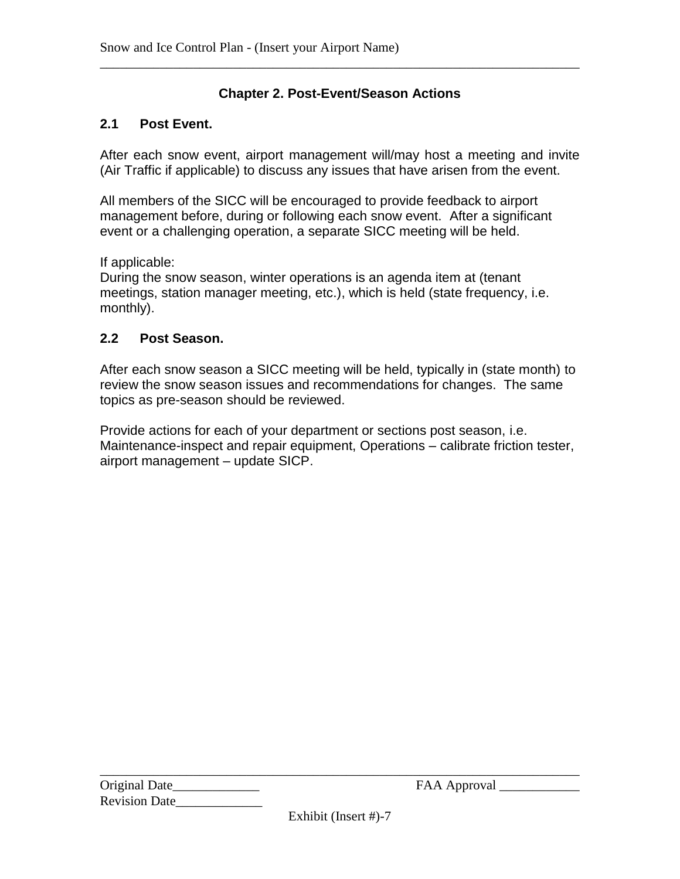# Chapter 2. Post-Event/Season Actions

## 2.1 Post Event.

After each snow event, airport management will/may host a meeting and invite (Air Traffic if applicable) to discuss any issues that have arisen from the event.

All members of the SICC will be encouraged to provide feedback to airport management before, during or following each snow event. After a significant event or a challenging operation, a separate SICC meeting will be held.

If applicable:
During the snow season, winter operations is an agenda item at (tenant meetings, station manager meeting, etc.), which is held (state frequency, i.e. monthly).

## 2.2 Post Season.

After each snow season a SICC meeting will be held, typically in (state month) to review the snow season issues and recommendations for changes. The same topics as pre-season should be reviewed.

Provide actions for each of your department or sections post season, i.e. Maintenance-inspect and repair equipment, Operations – calibrate friction tester, airport management – update SICP.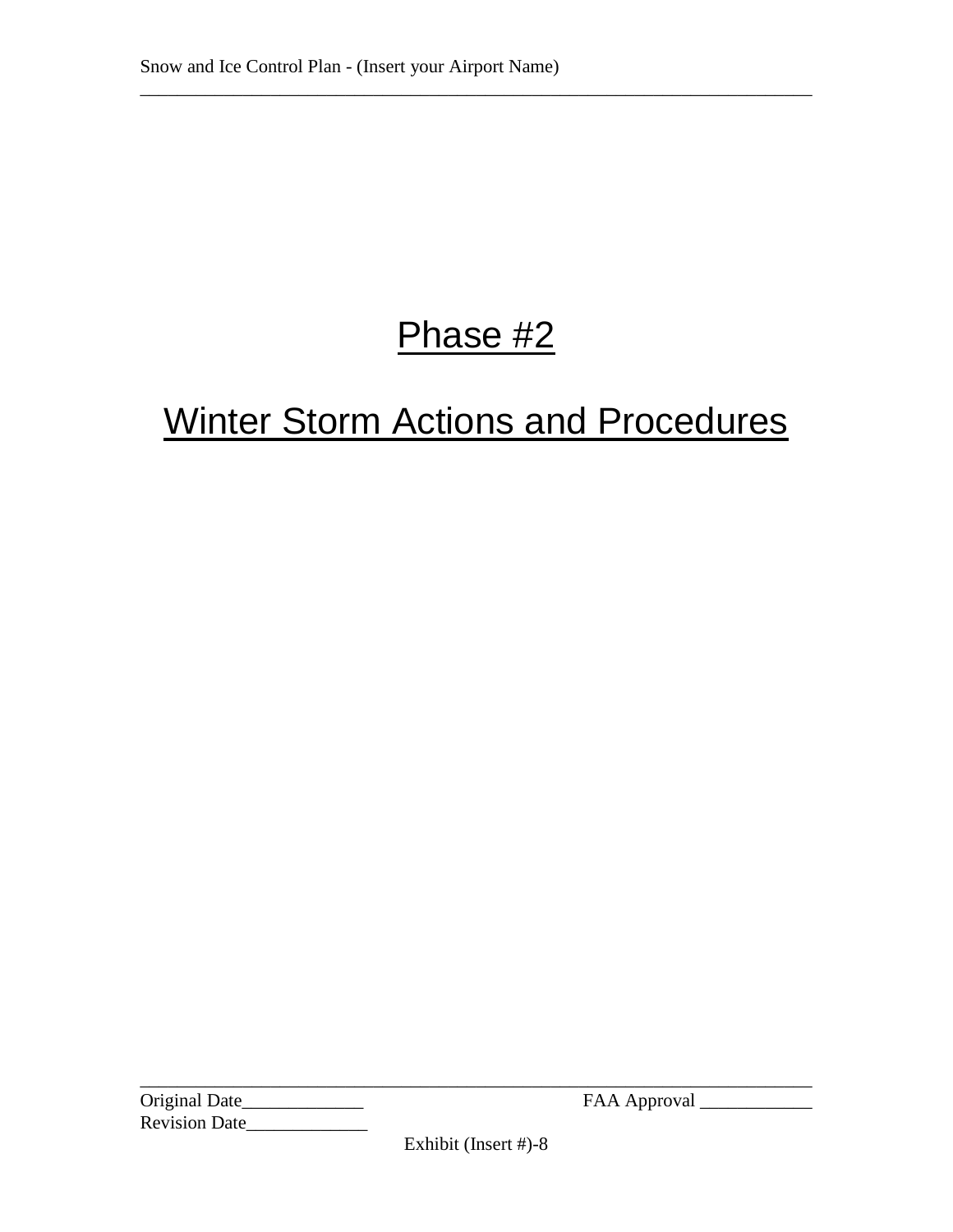# Phase #2

# Winter Storm Actions and Procedures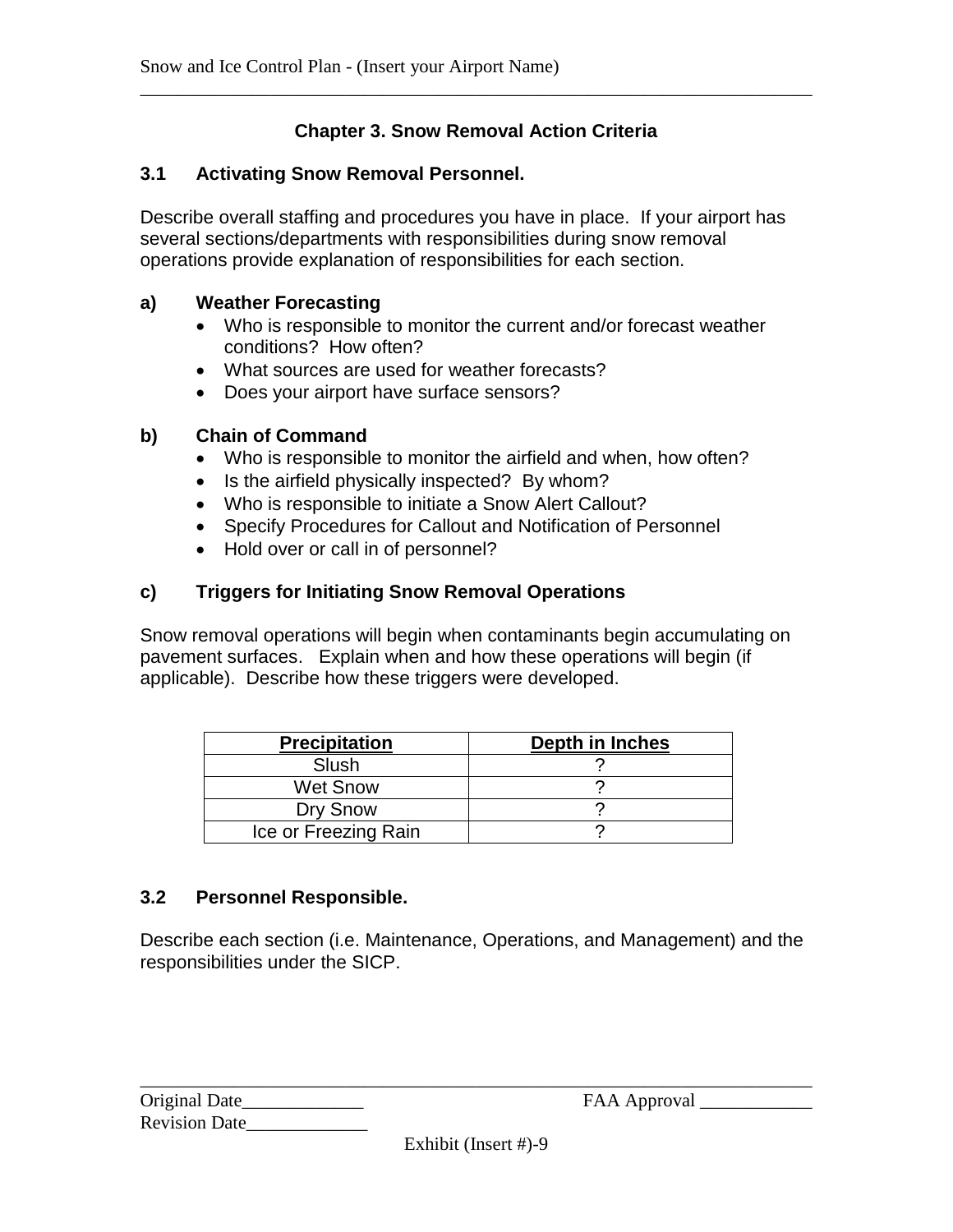## Chapter 3. Snow Removal Action Criteria

### 3.1 Activating Snow Removal Personnel.

Describe overall staffing and procedures you have in place. If your airport has several sections/departments with responsibilities during snow removal operations provide explanation of responsibilities for each section.

**a) Weather Forecasting**

- Who is responsible to monitor the current and/or forecast weather conditions? How often?
- What sources are used for weather forecasts?
- Does your airport have surface sensors?

**b) Chain of Command**

- Who is responsible to monitor the airfield and when, how often?
- Is the airfield physically inspected? By whom?
- Who is responsible to initiate a Snow Alert Callout?
- Specify Procedures for Callout and Notification of Personnel
- Hold over or call in of personnel?

**c) Triggers for Initiating Snow Removal Operations**

Snow removal operations will begin when contaminants begin accumulating on pavement surfaces. Explain when and how these operations will begin (if applicable). Describe how these triggers were developed.

| Precipitation | Depth in Inches |
| --- | --- |
| Slush | ? |
| Wet Snow | ? |
| Dry Snow | ? |
| Ice or Freezing Rain | ? |

### 3.2 Personnel Responsible.

Describe each section (i.e. Maintenance, Operations, and Management) and the responsibilities under the SICP.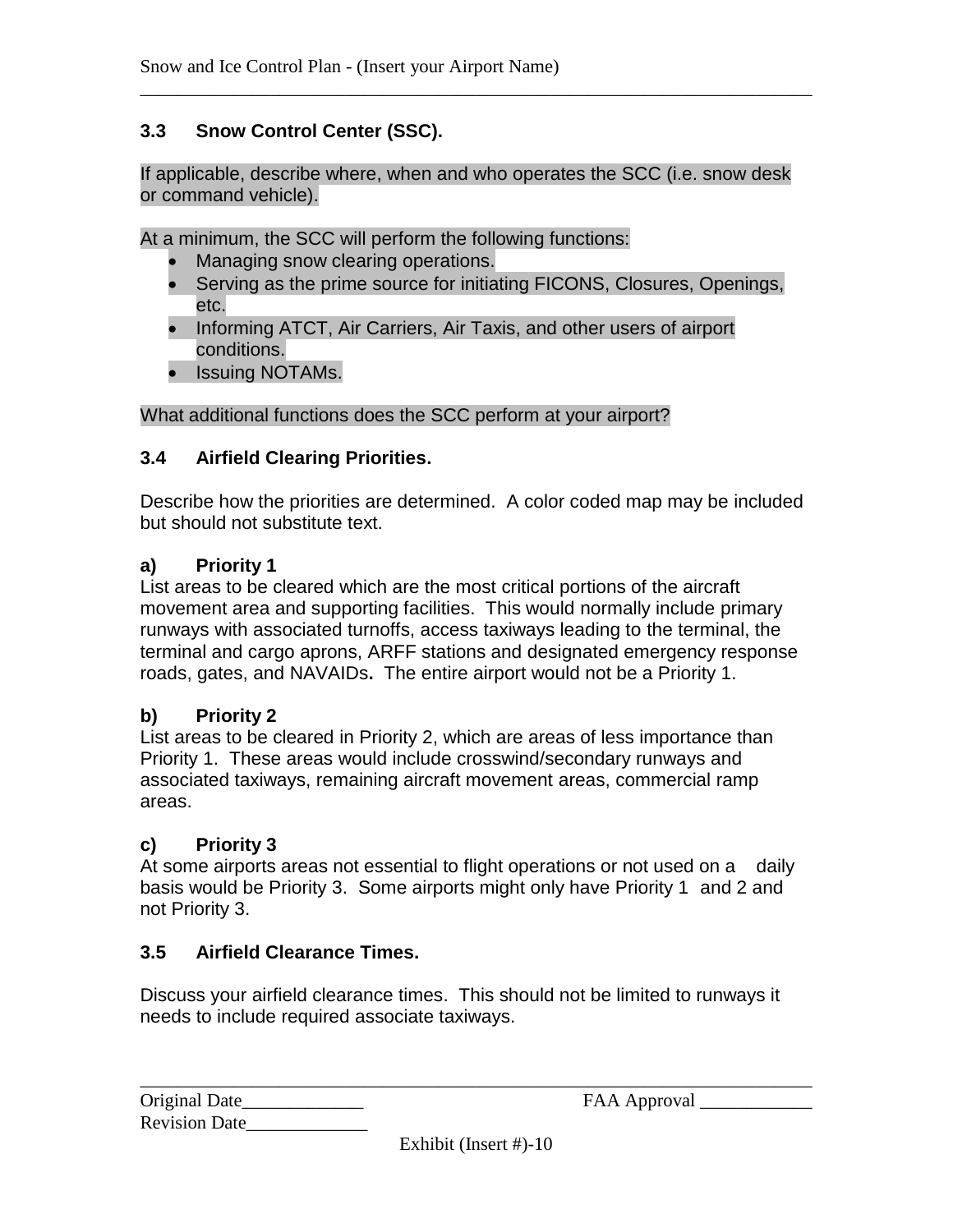### 3.3 Snow Control Center (SSC).

If applicable, describe where, when and who operates the SCC (i.e. snow desk or command vehicle).

At a minimum, the SCC will perform the following functions:

- Managing snow clearing operations.
- Serving as the prime source for initiating FICONS, Closures, Openings, etc.
- Informing ATCT, Air Carriers, Air Taxis, and other users of airport conditions.
- Issuing NOTAMs.

What additional functions does the SCC perform at your airport?

### 3.4 Airfield Clearing Priorities.

Describe how the priorities are determined. A color coded map may be included but should not substitute text.

**a) Priority 1**

List areas to be cleared which are the most critical portions of the aircraft movement area and supporting facilities. This would normally include primary runways with associated turnoffs, access taxiways leading to the terminal, the terminal and cargo aprons, ARFF stations and designated emergency response roads, gates, and NAVAIDs**.** The entire airport would not be a Priority 1.

**b) Priority 2**

List areas to be cleared in Priority 2, which are areas of less importance than Priority 1. These areas would include crosswind/secondary runways and associated taxiways, remaining aircraft movement areas, commercial ramp areas.

**c) Priority 3**

At some airports areas not essential to flight operations or not used on a daily basis would be Priority 3. Some airports might only have Priority 1 and 2 and not Priority 3.

### 3.5 Airfield Clearance Times.

Discuss your airfield clearance times. This should not be limited to runways it needs to include required associate taxiways.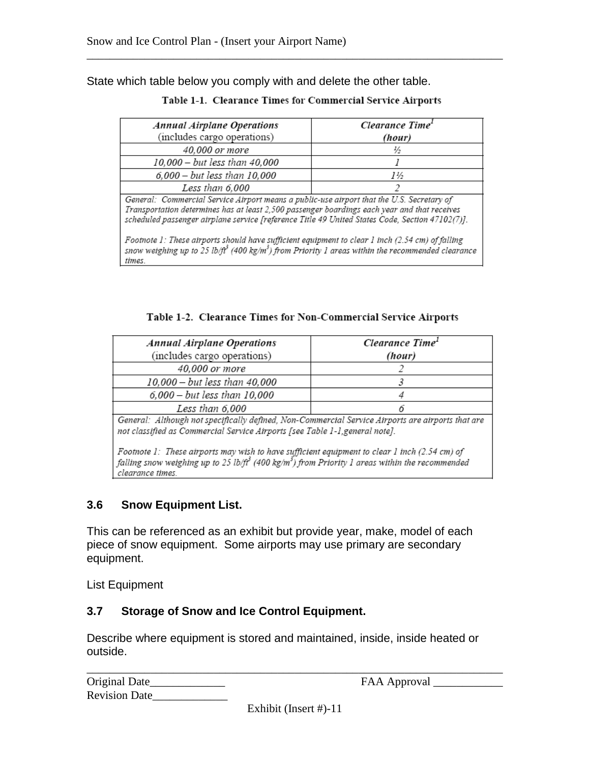State which table below you comply with and delete the other table.

**Table 1-1. Clearance Times for Commercial Service Airports**

| *Annual Airplane Operations* (includes cargo operations) | *Clearance Time*[1] *(hour)* |
|---|---|
| *40,000 or more* | *½* |
| *10,000 – but less than 40,000* | *1* |
| *6,000 – but less than 10,000* | *1½* |
| *Less than 6,000* | *2* |
| *General: Commercial Service Airport means a public-use airport that the U.S. Secretary of Transportation determines has at least 2,500 passenger boardings each year and that receives scheduled passenger airplane service [reference Title 49 United States Code, Section 47102(7)].* *Footnote 1: These airports should have sufficient equipment to clear 1 inch (2.54 cm) of falling snow weighing up to 25 lb/ft³ (400 kg/m³) from Priority 1 areas within the recommended clearance times.* | |

**Table 1-2. Clearance Times for Non-Commercial Service Airports**

| *Annual Airplane Operations* (includes cargo operations) | *Clearance Time*[1] *(hour)* |
|---|---|
| *40,000 or more* | *2* |
| *10,000 – but less than 40,000* | *3* |
| *6,000 – but less than 10,000* | *4* |
| *Less than 6,000* | *6* |
| *General: Although not specifically defined, Non-Commercial Service Airports are airports that are not classified as Commercial Service Airports [see Table 1-1,general note].* *Footnote 1: These airports may wish to have sufficient equipment to clear 1 inch (2.54 cm) of falling snow weighing up to 25 lb/ft³ (400 kg/m³) from Priority 1 areas within the recommended clearance times.* | |

### 3.6 Snow Equipment List.

This can be referenced as an exhibit but provide year, make, model of each piece of snow equipment. Some airports may use primary are secondary equipment.

List Equipment

### 3.7 Storage of Snow and Ice Control Equipment.

Describe where equipment is stored and maintained, inside, inside heated or outside.

Original Date_____________ FAA Approval ____________

Revision Date_____________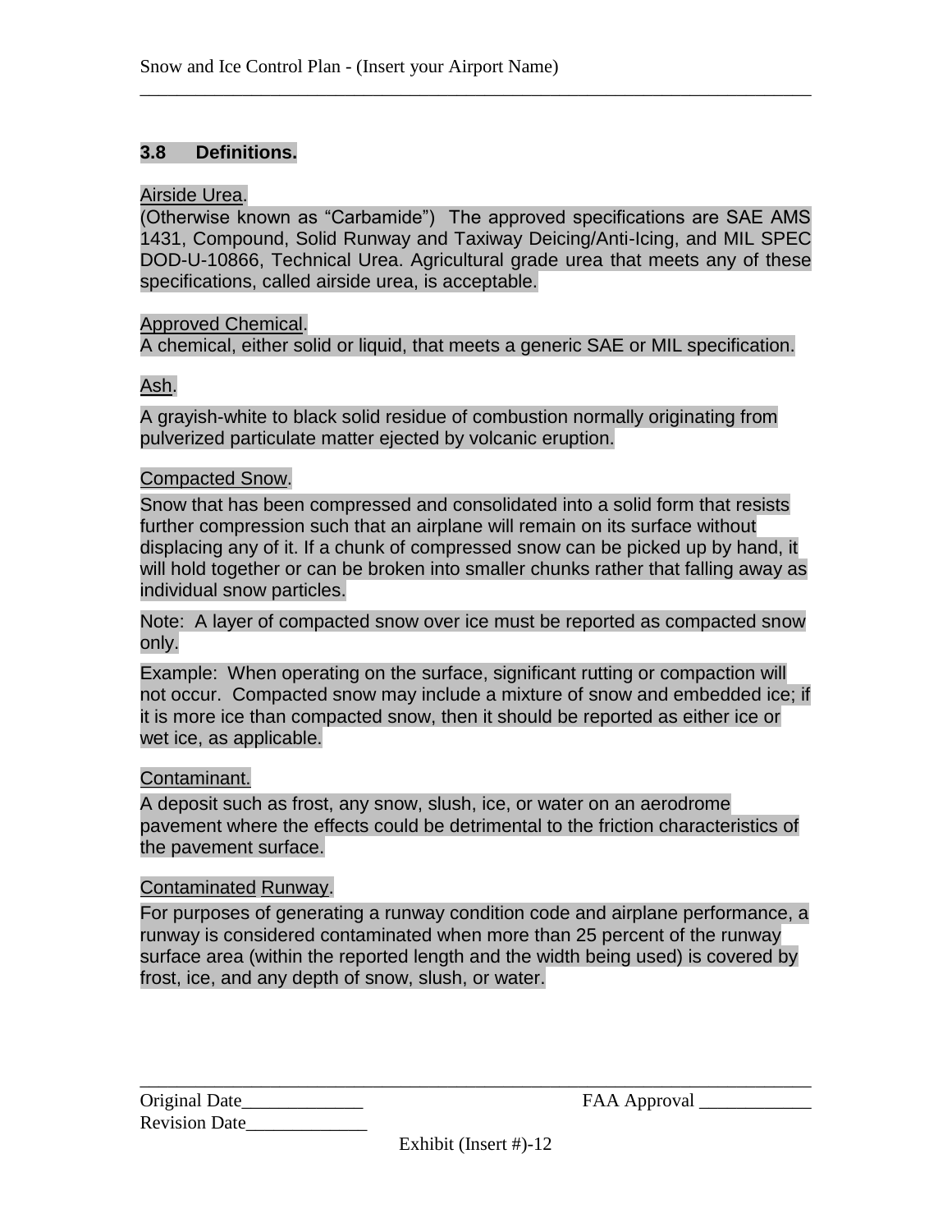### 3.8 Definitions.

Airside Urea.
(Otherwise known as "Carbamide") The approved specifications are SAE AMS 1431, Compound, Solid Runway and Taxiway Deicing/Anti-Icing, and MIL SPEC DOD-U-10866, Technical Urea. Agricultural grade urea that meets any of these specifications, called airside urea, is acceptable.

Approved Chemical.
A chemical, either solid or liquid, that meets a generic SAE or MIL specification.

Ash.

A grayish-white to black solid residue of combustion normally originating from pulverized particulate matter ejected by volcanic eruption.

Compacted Snow.

Snow that has been compressed and consolidated into a solid form that resists further compression such that an airplane will remain on its surface without displacing any of it. If a chunk of compressed snow can be picked up by hand, it will hold together or can be broken into smaller chunks rather that falling away as individual snow particles.

Note: A layer of compacted snow over ice must be reported as compacted snow only.

Example: When operating on the surface, significant rutting or compaction will not occur. Compacted snow may include a mixture of snow and embedded ice; if it is more ice than compacted snow, then it should be reported as either ice or wet ice, as applicable.

Contaminant.

A deposit such as frost, any snow, slush, ice, or water on an aerodrome pavement where the effects could be detrimental to the friction characteristics of the pavement surface.

Contaminated Runway.

For purposes of generating a runway condition code and airplane performance, a runway is considered contaminated when more than 25 percent of the runway surface area (within the reported length and the width being used) is covered by frost, ice, and any depth of snow, slush, or water.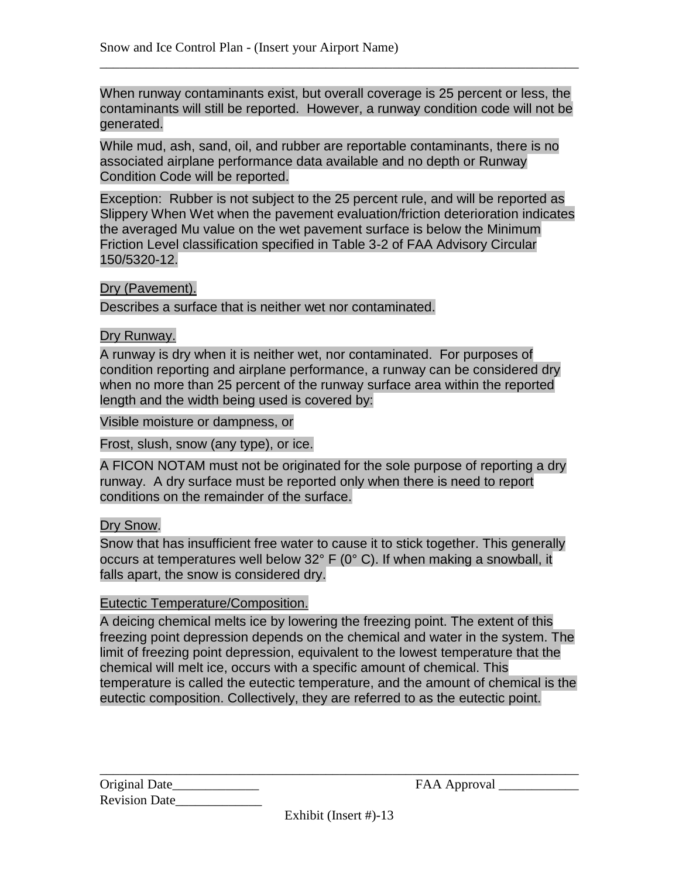When runway contaminants exist, but overall coverage is 25 percent or less, the contaminants will still be reported. However, a runway condition code will not be generated.

While mud, ash, sand, oil, and rubber are reportable contaminants, there is no associated airplane performance data available and no depth or Runway Condition Code will be reported.

Exception: Rubber is not subject to the 25 percent rule, and will be reported as Slippery When Wet when the pavement evaluation/friction deterioration indicates the averaged Mu value on the wet pavement surface is below the Minimum Friction Level classification specified in Table 3-2 of FAA Advisory Circular 150/5320-12.

<u>Dry (Pavement).</u>

Describes a surface that is neither wet nor contaminated.

<u>Dry Runway.</u>

A runway is dry when it is neither wet, nor contaminated. For purposes of condition reporting and airplane performance, a runway can be considered dry when no more than 25 percent of the runway surface area within the reported length and the width being used is covered by:

Visible moisture or dampness, or

Frost, slush, snow (any type), or ice.

A FICON NOTAM must not be originated for the sole purpose of reporting a dry runway. A dry surface must be reported only when there is need to report conditions on the remainder of the surface.

<u>Dry Snow</u>.

Snow that has insufficient free water to cause it to stick together. This generally occurs at temperatures well below 32° F (0° C). If when making a snowball, it falls apart, the snow is considered dry.

<u>Eutectic Temperature/Composition.</u>

A deicing chemical melts ice by lowering the freezing point. The extent of this freezing point depression depends on the chemical and water in the system. The limit of freezing point depression, equivalent to the lowest temperature that the chemical will melt ice, occurs with a specific amount of chemical. This temperature is called the eutectic temperature, and the amount of chemical is the eutectic composition. Collectively, they are referred to as the eutectic point.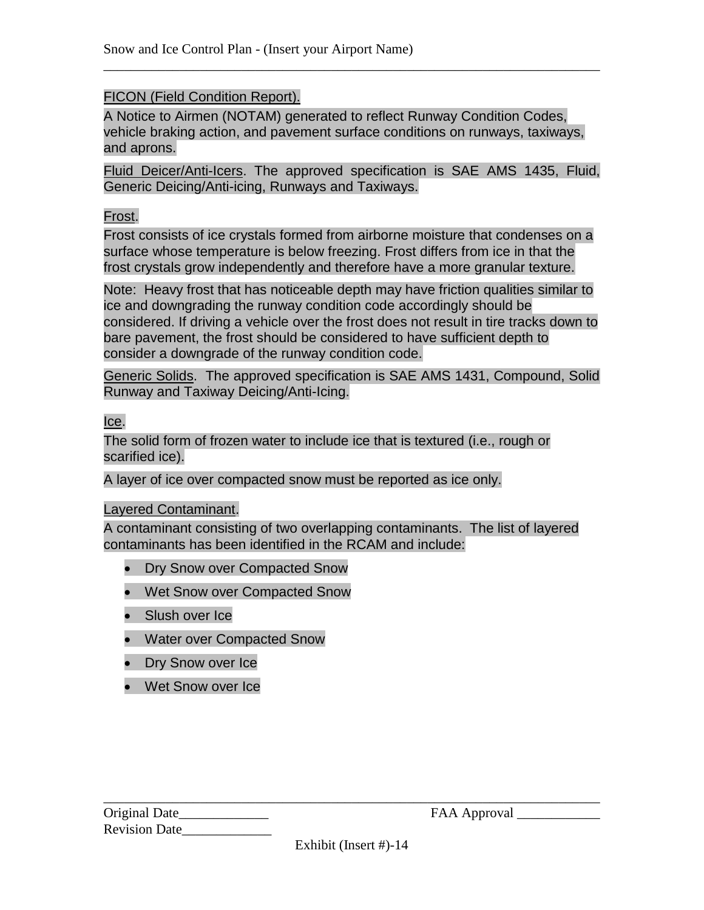FICON (Field Condition Report).

A Notice to Airmen (NOTAM) generated to reflect Runway Condition Codes, vehicle braking action, and pavement surface conditions on runways, taxiways, and aprons.

Fluid Deicer/Anti-Icers. The approved specification is SAE AMS 1435, Fluid, Generic Deicing/Anti-icing, Runways and Taxiways.

Frost.

Frost consists of ice crystals formed from airborne moisture that condenses on a surface whose temperature is below freezing. Frost differs from ice in that the frost crystals grow independently and therefore have a more granular texture.

Note: Heavy frost that has noticeable depth may have friction qualities similar to ice and downgrading the runway condition code accordingly should be considered. If driving a vehicle over the frost does not result in tire tracks down to bare pavement, the frost should be considered to have sufficient depth to consider a downgrade of the runway condition code.

Generic Solids. The approved specification is SAE AMS 1431, Compound, Solid Runway and Taxiway Deicing/Anti-Icing.

Ice.

The solid form of frozen water to include ice that is textured (i.e., rough or scarified ice).

A layer of ice over compacted snow must be reported as ice only.

Layered Contaminant.

A contaminant consisting of two overlapping contaminants. The list of layered contaminants has been identified in the RCAM and include:

- Dry Snow over Compacted Snow
- Wet Snow over Compacted Snow
- Slush over Ice
- Water over Compacted Snow
- Dry Snow over Ice
- Wet Snow over Ice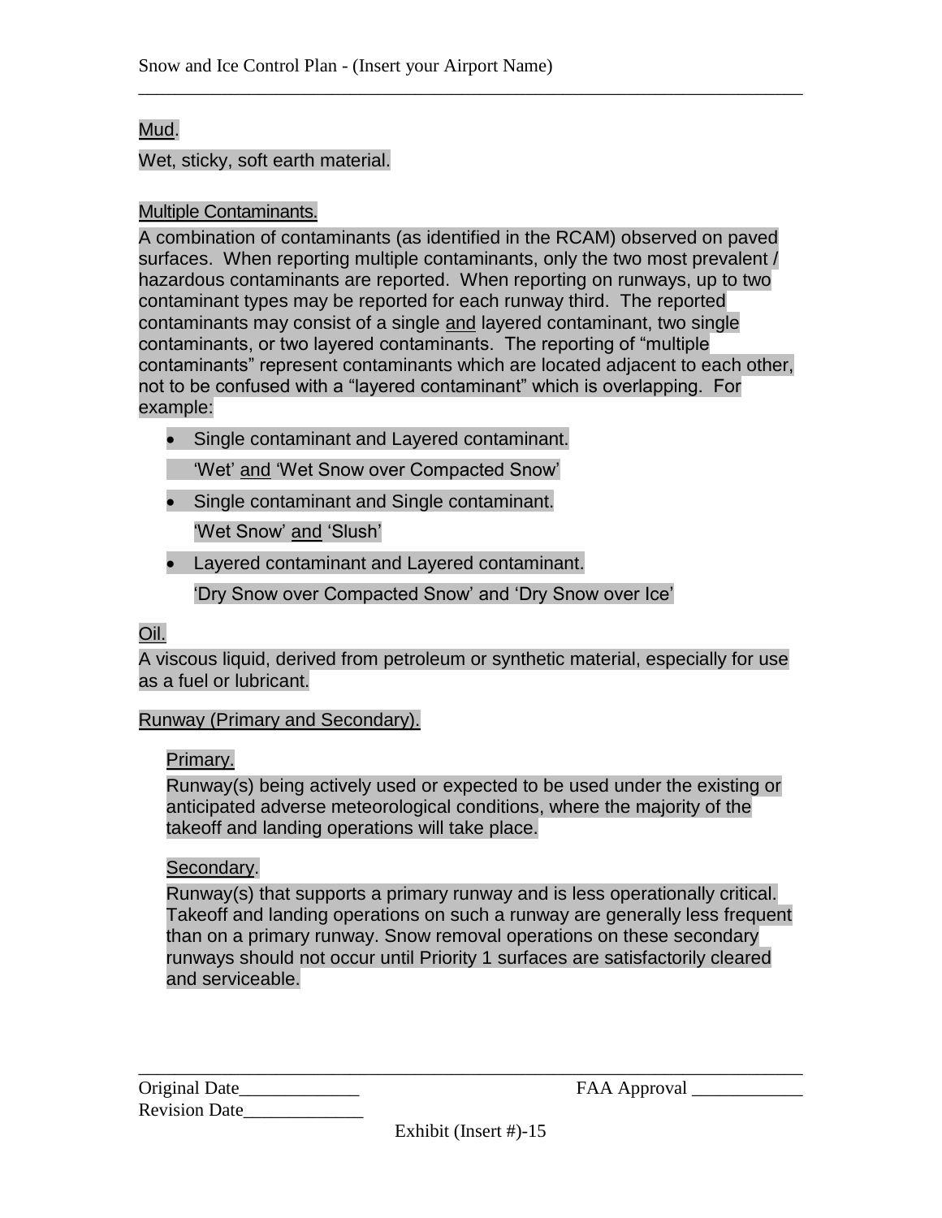Mud.

Wet, sticky, soft earth material.

Multiple Contaminants.

A combination of contaminants (as identified in the RCAM) observed on paved surfaces. When reporting multiple contaminants, only the two most prevalent / hazardous contaminants are reported. When reporting on runways, up to two contaminant types may be reported for each runway third. The reported contaminants may consist of a single and layered contaminant, two single contaminants, or two layered contaminants. The reporting of "multiple contaminants" represent contaminants which are located adjacent to each other, not to be confused with a "layered contaminant" which is overlapping. For example:

- Single contaminant and Layered contaminant.

  'Wet' and 'Wet Snow over Compacted Snow'

- Single contaminant and Single contaminant.

  'Wet Snow' and 'Slush'

- Layered contaminant and Layered contaminant.

  'Dry Snow over Compacted Snow' and 'Dry Snow over Ice'

Oil.

A viscous liquid, derived from petroleum or synthetic material, especially for use as a fuel or lubricant.

Runway (Primary and Secondary).

Primary.

Runway(s) being actively used or expected to be used under the existing or anticipated adverse meteorological conditions, where the majority of the takeoff and landing operations will take place.

Secondary.

Runway(s) that supports a primary runway and is less operationally critical. Takeoff and landing operations on such a runway are generally less frequent than on a primary runway. Snow removal operations on these secondary runways should not occur until Priority 1 surfaces are satisfactorily cleared and serviceable.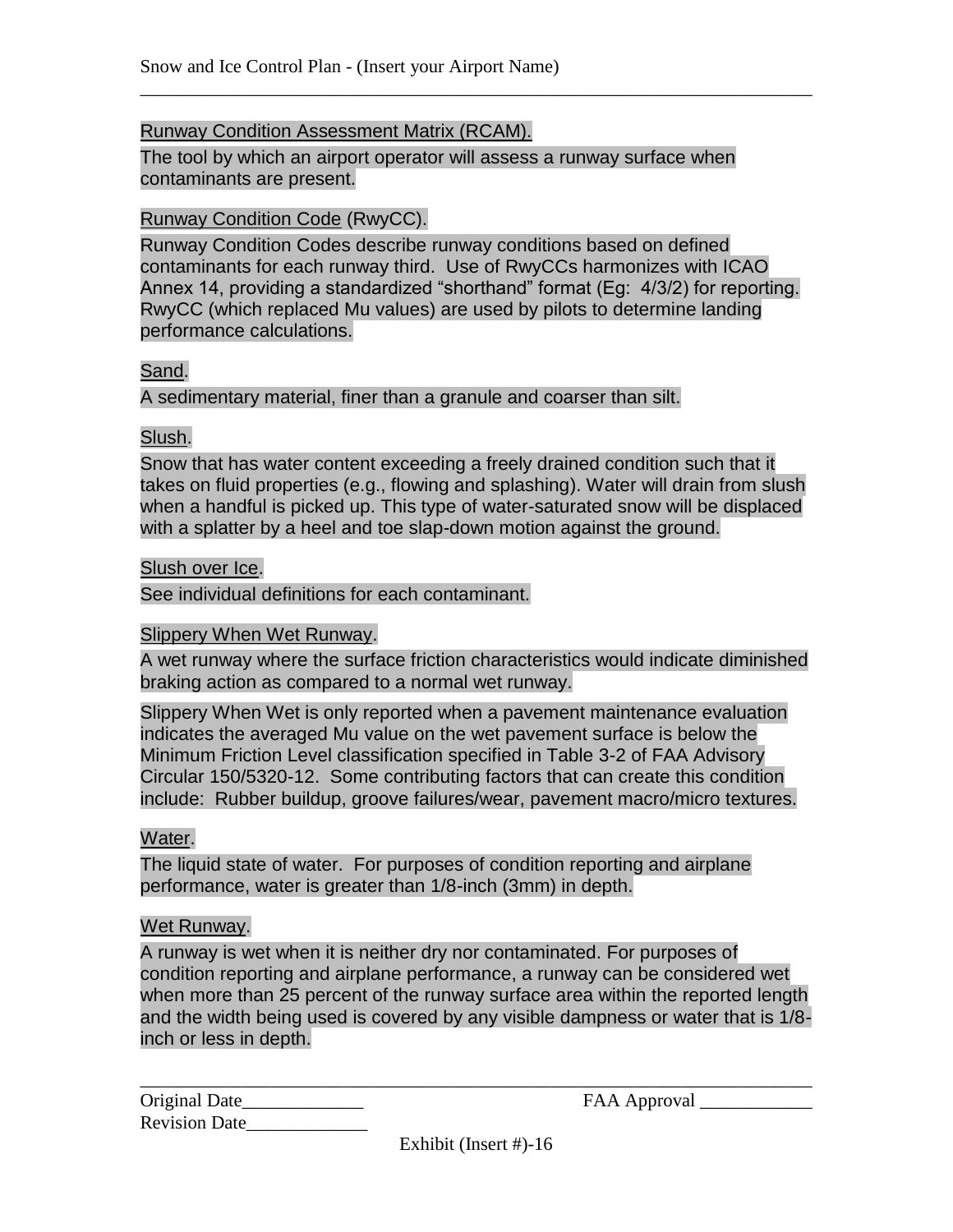Runway Condition Assessment Matrix (RCAM).

The tool by which an airport operator will assess a runway surface when contaminants are present.

Runway Condition Code (RwyCC).

Runway Condition Codes describe runway conditions based on defined contaminants for each runway third. Use of RwyCCs harmonizes with ICAO Annex 14, providing a standardized “shorthand” format (Eg: 4/3/2) for reporting. RwyCC (which replaced Mu values) are used by pilots to determine landing performance calculations.

Sand.

A sedimentary material, finer than a granule and coarser than silt.

Slush.

Snow that has water content exceeding a freely drained condition such that it takes on fluid properties (e.g., flowing and splashing). Water will drain from slush when a handful is picked up. This type of water-saturated snow will be displaced with a splatter by a heel and toe slap-down motion against the ground.

Slush over Ice.

See individual definitions for each contaminant.

Slippery When Wet Runway.

A wet runway where the surface friction characteristics would indicate diminished braking action as compared to a normal wet runway.

Slippery When Wet is only reported when a pavement maintenance evaluation indicates the averaged Mu value on the wet pavement surface is below the Minimum Friction Level classification specified in Table 3-2 of FAA Advisory Circular 150/5320-12. Some contributing factors that can create this condition include: Rubber buildup, groove failures/wear, pavement macro/micro textures.

Water.

The liquid state of water. For purposes of condition reporting and airplane performance, water is greater than 1/8-inch (3mm) in depth.

Wet Runway.

A runway is wet when it is neither dry nor contaminated. For purposes of condition reporting and airplane performance, a runway can be considered wet when more than 25 percent of the runway surface area within the reported length and the width being used is covered by any visible dampness or water that is 1/8-inch or less in depth.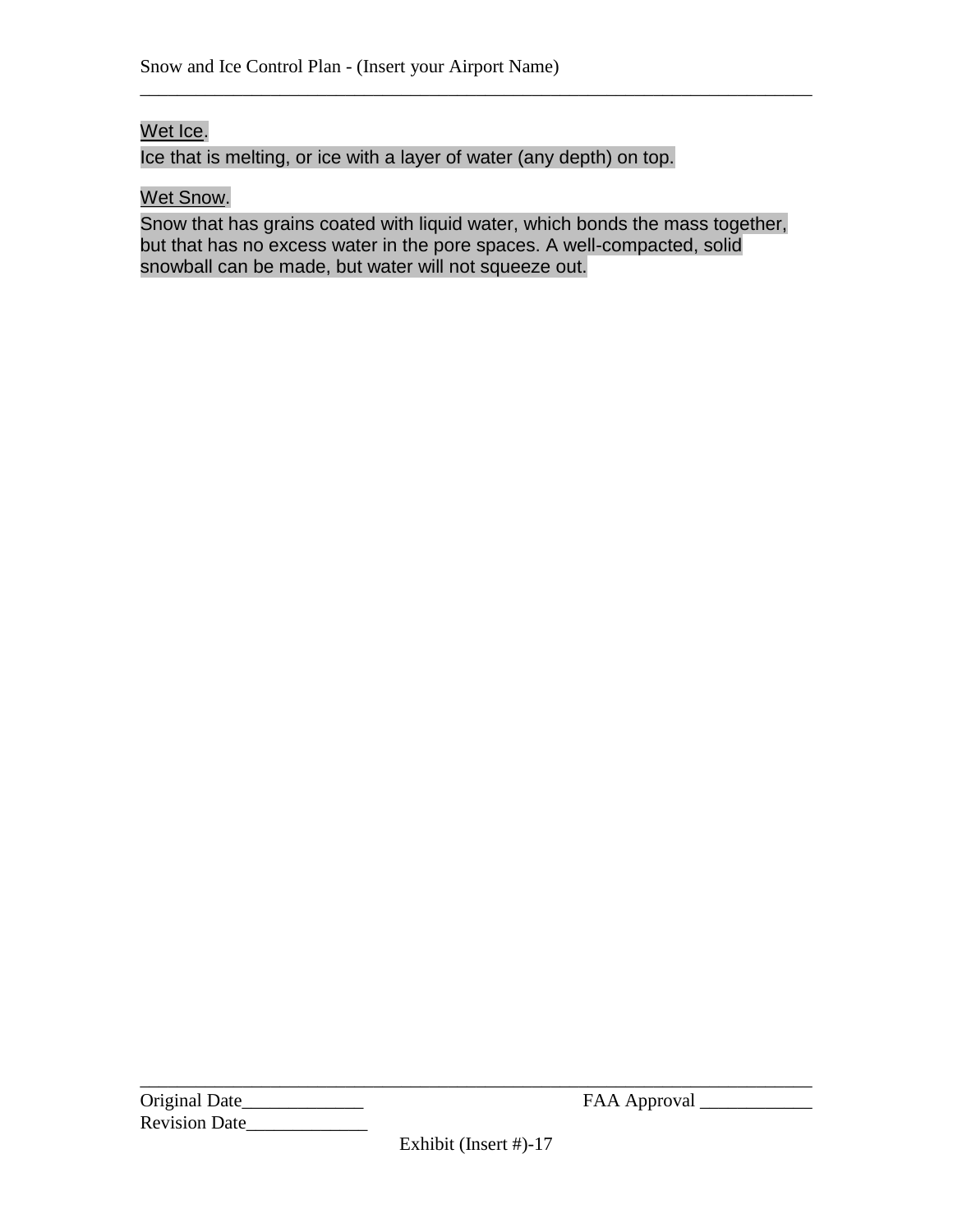<u>Wet Ice</u>.

Ice that is melting, or ice with a layer of water (any depth) on top.

<u>Wet Snow</u>.

Snow that has grains coated with liquid water, which bonds the mass together, but that has no excess water in the pore spaces. A well-compacted, solid snowball can be made, but water will not squeeze out.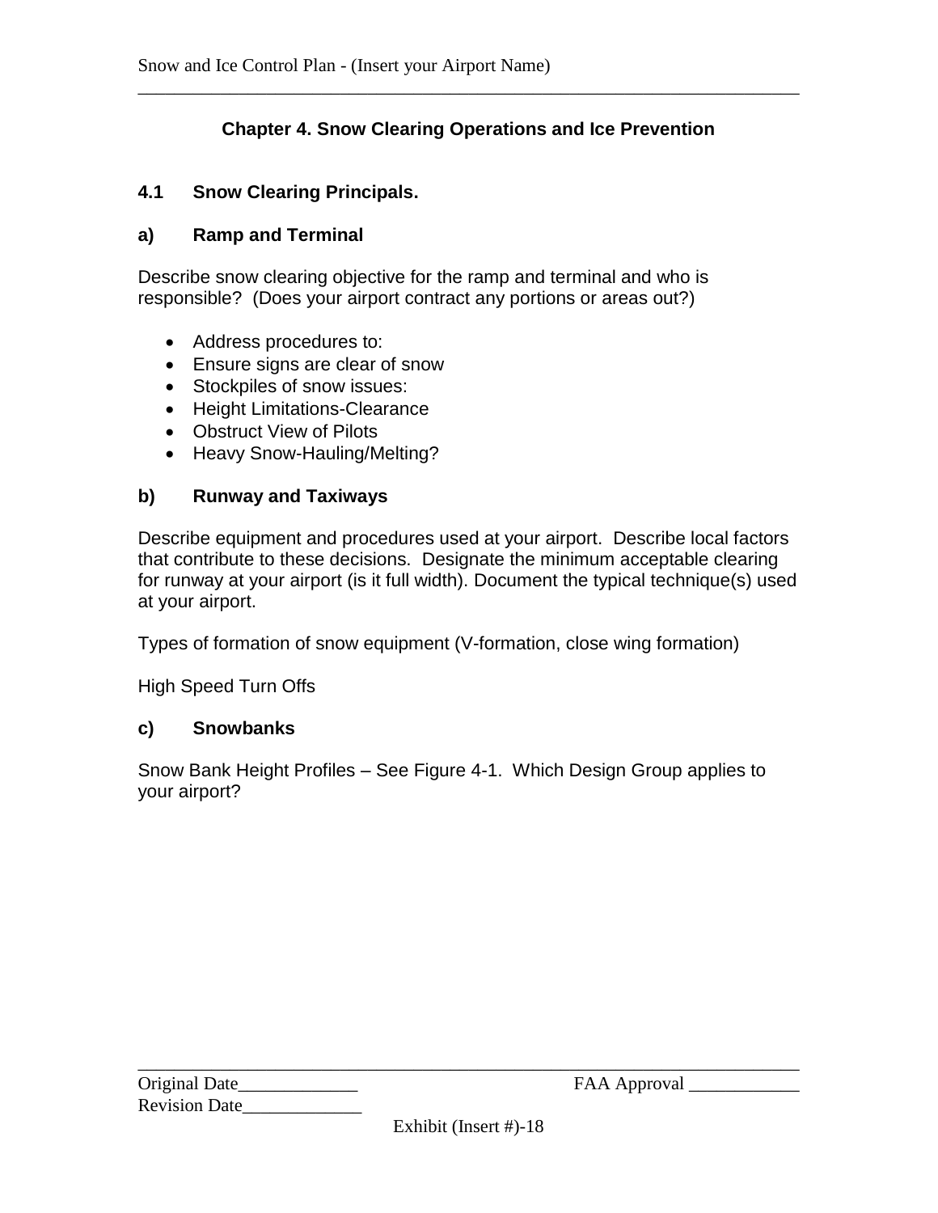## Chapter 4. Snow Clearing Operations and Ice Prevention

### 4.1 Snow Clearing Principals.

#### a) Ramp and Terminal

Describe snow clearing objective for the ramp and terminal and who is responsible? (Does your airport contract any portions or areas out?)

- Address procedures to:
- Ensure signs are clear of snow
- Stockpiles of snow issues:
- Height Limitations-Clearance
- Obstruct View of Pilots
- Heavy Snow-Hauling/Melting?

#### b) Runway and Taxiways

Describe equipment and procedures used at your airport. Describe local factors that contribute to these decisions. Designate the minimum acceptable clearing for runway at your airport (is it full width). Document the typical technique(s) used at your airport.

Types of formation of snow equipment (V-formation, close wing formation)

High Speed Turn Offs

#### c) Snowbanks

Snow Bank Height Profiles – See Figure 4-1. Which Design Group applies to your airport?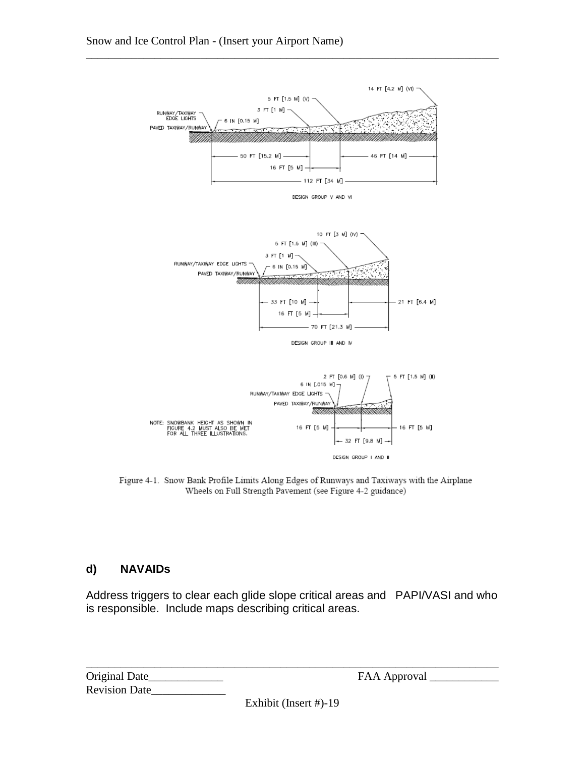Figure 4-1. Snow Bank Profile Limits Along Edges of Runways and Taxiways with the Airplane Wheels on Full Strength Pavement (see Figure 4-2 guidance)

### d) NAVAIDs

Address triggers to clear each glide slope critical areas and PAPI/VASI and who is responsible. Include maps describing critical areas.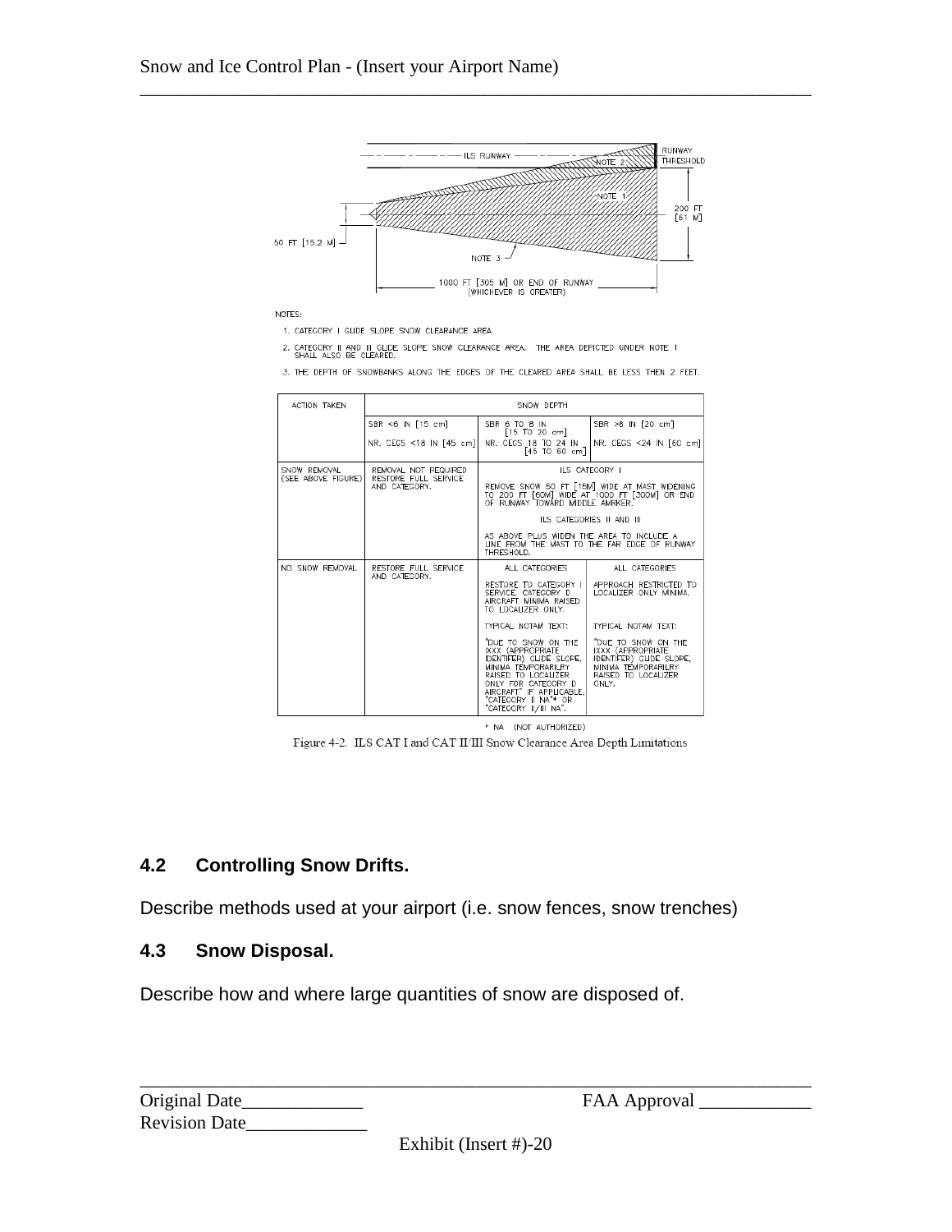RUNWAY THRESHOLD

ILS RUNWAY

NOTE 2

NOTE 1

200 FT [61 M]

50 FT [15.2 M]

NOTE 3

1000 FT [305 M] OR END OF RUNWAY (WHICHEVER IS GREATER)

NOTES:

1. CATEGORY I GLIDE SLOPE SNOW CLEARANCE AREA.
2. CATEGORY II AND III GLIDE SLOPE SNOW CLEARANCE AREA. THE AREA DEPICTED UNDER NOTE 1 SHALL ALSO BE CLEARED.
3. THE DEPTH OF SNOWBANKS ALONG THE EDGES OF THE CLEARED AREA SHALL BE LESS THEN 2 FEET.

| ACTION TAKEN | SNOW DEPTH | | |
|---|---|---|---|
| | SBR <6 IN [15 cm]<br>NR. CEGS <18 IN [45 cm] | SBR 6 TO 8 IN [15 TO 20 cm]<br>NR. CEGS 18 TO 24 IN [45 TO 60 cm] | SBR >8 IN [20 cm]<br>NR. CEGS <24 IN [60 cm] |
| SNOW REMOVAL (SEE ABOVE FIGURE) | REMOVAL NOT REQUIRED RESTORE FULL SERVICE AND CATEGORY. | ILS CATEGORY I<br>REMOVE SNOW 50 FT [15M] WIDE AT MAST WIDENING TO 200 FT [60M] WIDE AT 1000 FT [300M] OR END OF RUNWAY TOWARD MIDDLE AMRKER.<br>ILS CATEGORIES II AND III<br>AS ABOVE PLUS WIDEN THE AREA TO INCLUDE A LINE FROM THE MAST TO THE FAR EDGE OF RUNWAY THRESHOLD. | |
| NO SNOW REMOVAL | RESTORE FULL SERVICE AND CATEGORY. | ALL CATEGORIES<br>RESTORE TO CATEGORY I SERVICE. CATEGORY D AIRCRAFT MINIMA RAISED TO LOCALIZER ONLY.<br>TYPICAL NOTAM TEXT:<br>"DUE TO SNOW ON THE IXXX (APPROPRIATE IDENTIFER) GLIDE SLOPE, MINIMA TEMPORARILRY RAISED TO LOCALIZER ONLY FOR CATEGORY D AIRCRAFT" IF APPLICABLE, "CATEGORY II NA"* OR "CATEGORY II/III NA". | ALL CATEGORIES<br>APPROACH RESTRICTED TO LOCALIZER ONLY MINIMA.<br>TYPICAL NOTAM TEXT:<br>"DUE TO SNOW ON THE IXXX (APPROPRIATE IDENTIFER) GLIDE SLOPE, MINIMA TEMPORARILRY RAISED TO LOCALIZER ONLY. |

* NA (NOT AUTHORIZED)

Figure 4-2. ILS CAT I and CAT II/III Snow Clearance Area Depth Limitations

### 4.2 Controlling Snow Drifts.

Describe methods used at your airport (i.e. snow fences, snow trenches)

### 4.3 Snow Disposal.

Describe how and where large quantities of snow are disposed of.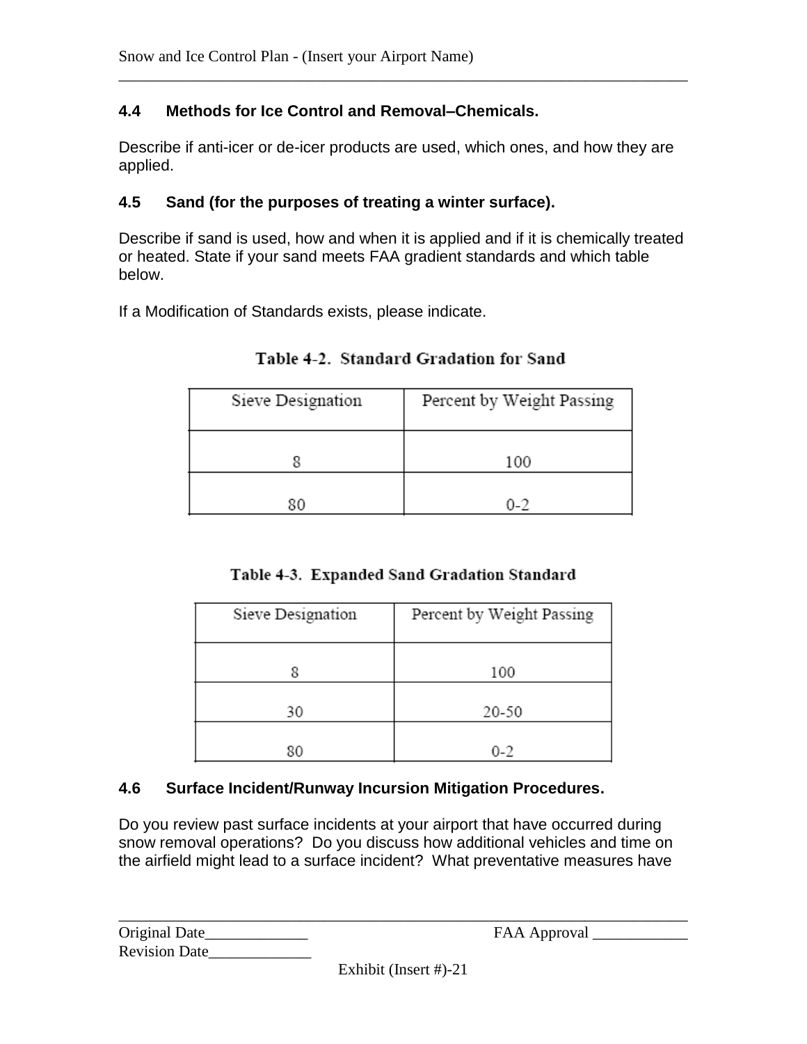### 4.4 Methods for Ice Control and Removal–Chemicals.

Describe if anti-icer or de-icer products are used, which ones, and how they are applied.

### 4.5 Sand (for the purposes of treating a winter surface).

Describe if sand is used, how and when it is applied and if it is chemically treated or heated. State if your sand meets FAA gradient standards and which table below.

If a Modification of Standards exists, please indicate.

**Table 4-2. Standard Gradation for Sand**

| Sieve Designation | Percent by Weight Passing |
|---|---|
| 8 | 100 |
| 80 | 0-2 |

**Table 4-3. Expanded Sand Gradation Standard**

| Sieve Designation | Percent by Weight Passing |
|---|---|
| 8 | 100 |
| 30 | 20-50 |
| 80 | 0-2 |

### 4.6 Surface Incident/Runway Incursion Mitigation Procedures.

Do you review past surface incidents at your airport that have occurred during snow removal operations? Do you discuss how additional vehicles and time on the airfield might lead to a surface incident? What preventative measures have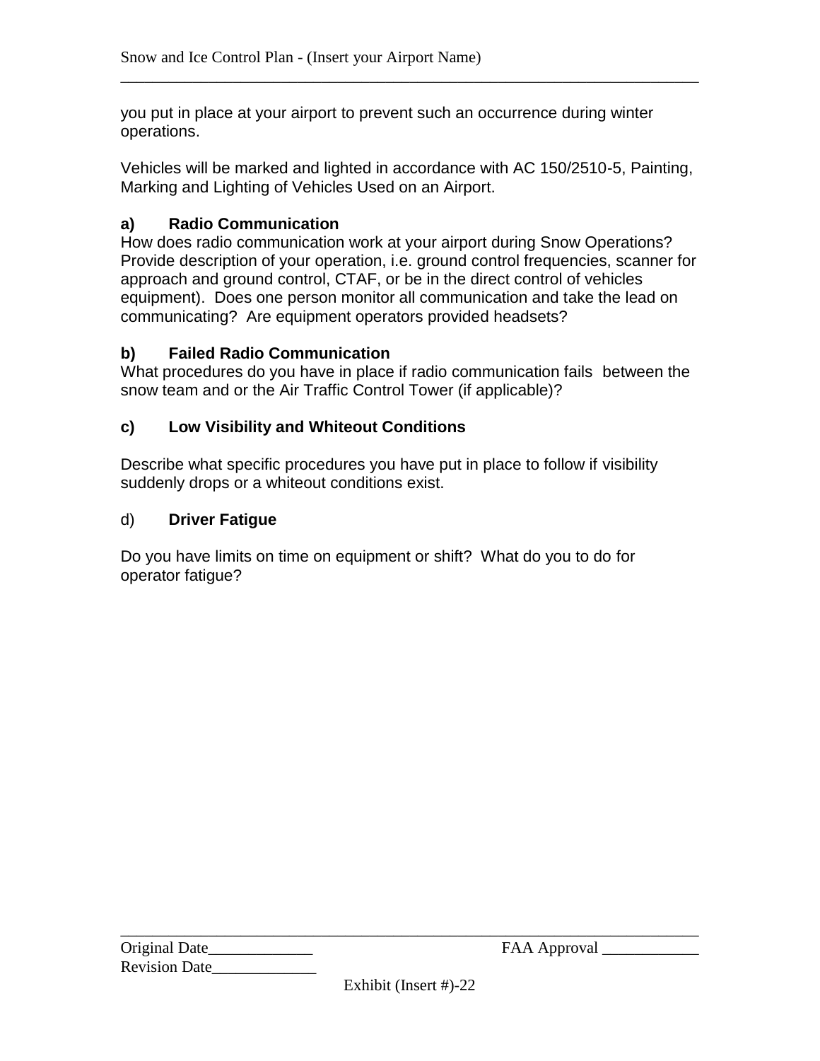you put in place at your airport to prevent such an occurrence during winter operations.

Vehicles will be marked and lighted in accordance with AC 150/2510-5, Painting, Marking and Lighting of Vehicles Used on an Airport.

**a) Radio Communication**

How does radio communication work at your airport during Snow Operations? Provide description of your operation, i.e. ground control frequencies, scanner for approach and ground control, CTAF, or be in the direct control of vehicles equipment). Does one person monitor all communication and take the lead on communicating? Are equipment operators provided headsets?

**b) Failed Radio Communication**

What procedures do you have in place if radio communication fails between the snow team and or the Air Traffic Control Tower (if applicable)?

**c) Low Visibility and Whiteout Conditions**

Describe what specific procedures you have put in place to follow if visibility suddenly drops or a whiteout conditions exist.

d) **Driver Fatigue**

Do you have limits on time on equipment or shift? What do you to do for operator fatigue?

Original Date_____________ FAA Approval ____________
Revision Date_____________

Exhibit (Insert #)-22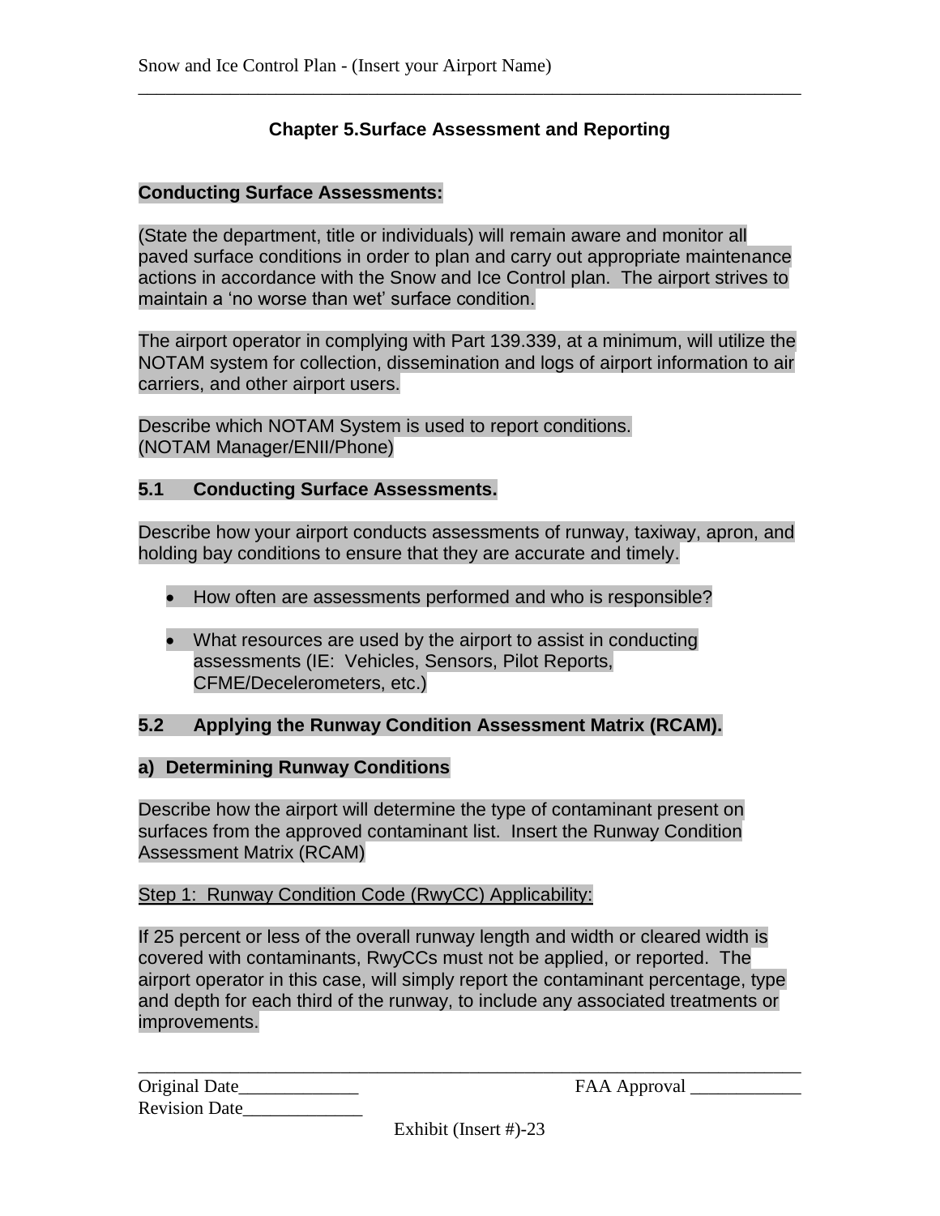## Chapter 5. Surface Assessment and Reporting

**Conducting Surface Assessments:**

(State the department, title or individuals) will remain aware and monitor all paved surface conditions in order to plan and carry out appropriate maintenance actions in accordance with the Snow and Ice Control plan. The airport strives to maintain a 'no worse than wet' surface condition.

The airport operator in complying with Part 139.339, at a minimum, will utilize the NOTAM system for collection, dissemination and logs of airport information to air carriers, and other airport users.

Describe which NOTAM System is used to report conditions.
(NOTAM Manager/ENII/Phone)

### 5.1 Conducting Surface Assessments.

Describe how your airport conducts assessments of runway, taxiway, apron, and holding bay conditions to ensure that they are accurate and timely.

- How often are assessments performed and who is responsible?
- What resources are used by the airport to assist in conducting assessments (IE: Vehicles, Sensors, Pilot Reports, CFME/Decelerometers, etc.)

### 5.2 Applying the Runway Condition Assessment Matrix (RCAM).

**a) Determining Runway Conditions**

Describe how the airport will determine the type of contaminant present on surfaces from the approved contaminant list. Insert the Runway Condition Assessment Matrix (RCAM)

<u>Step 1: Runway Condition Code (RwyCC) Applicability:</u>

If 25 percent or less of the overall runway length and width or cleared width is covered with contaminants, RwyCCs must not be applied, or reported. The airport operator in this case, will simply report the contaminant percentage, type and depth for each third of the runway, to include any associated treatments or improvements.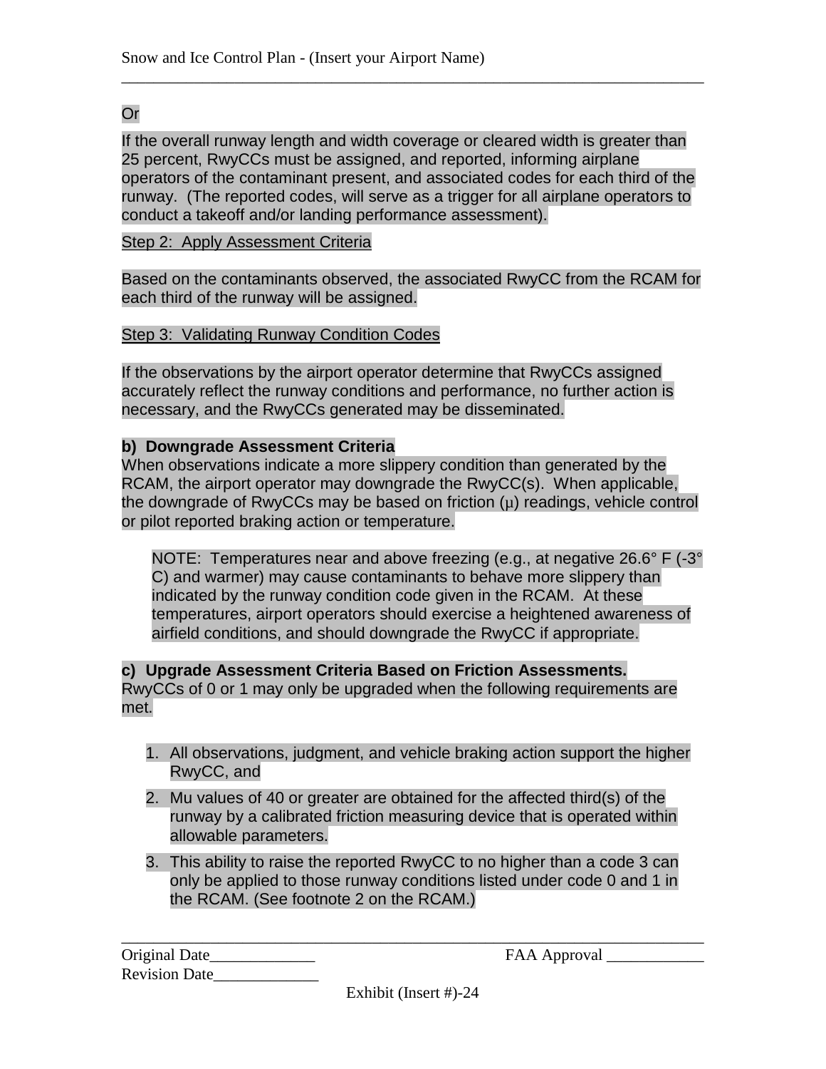Or

If the overall runway length and width coverage or cleared width is greater than 25 percent, RwyCCs must be assigned, and reported, informing airplane operators of the contaminant present, and associated codes for each third of the runway. (The reported codes, will serve as a trigger for all airplane operators to conduct a takeoff and/or landing performance assessment).

Step 2: Apply Assessment Criteria

Based on the contaminants observed, the associated RwyCC from the RCAM for each third of the runway will be assigned.

Step 3: Validating Runway Condition Codes

If the observations by the airport operator determine that RwyCCs assigned accurately reflect the runway conditions and performance, no further action is necessary, and the RwyCCs generated may be disseminated.

**b) Downgrade Assessment Criteria**

When observations indicate a more slippery condition than generated by the RCAM, the airport operator may downgrade the RwyCC(s). When applicable, the downgrade of RwyCCs may be based on friction (μ) readings, vehicle control or pilot reported braking action or temperature.

> NOTE: Temperatures near and above freezing (e.g., at negative 26.6° F (-3° C) and warmer) may cause contaminants to behave more slippery than indicated by the runway condition code given in the RCAM. At these temperatures, airport operators should exercise a heightened awareness of airfield conditions, and should downgrade the RwyCC if appropriate.

**c) Upgrade Assessment Criteria Based on Friction Assessments.**

RwyCCs of 0 or 1 may only be upgraded when the following requirements are met.

1. All observations, judgment, and vehicle braking action support the higher RwyCC, and
2. Mu values of 40 or greater are obtained for the affected third(s) of the runway by a calibrated friction measuring device that is operated within allowable parameters.
3. This ability to raise the reported RwyCC to no higher than a code 3 can only be applied to those runway conditions listed under code 0 and 1 in the RCAM. (See footnote 2 on the RCAM.)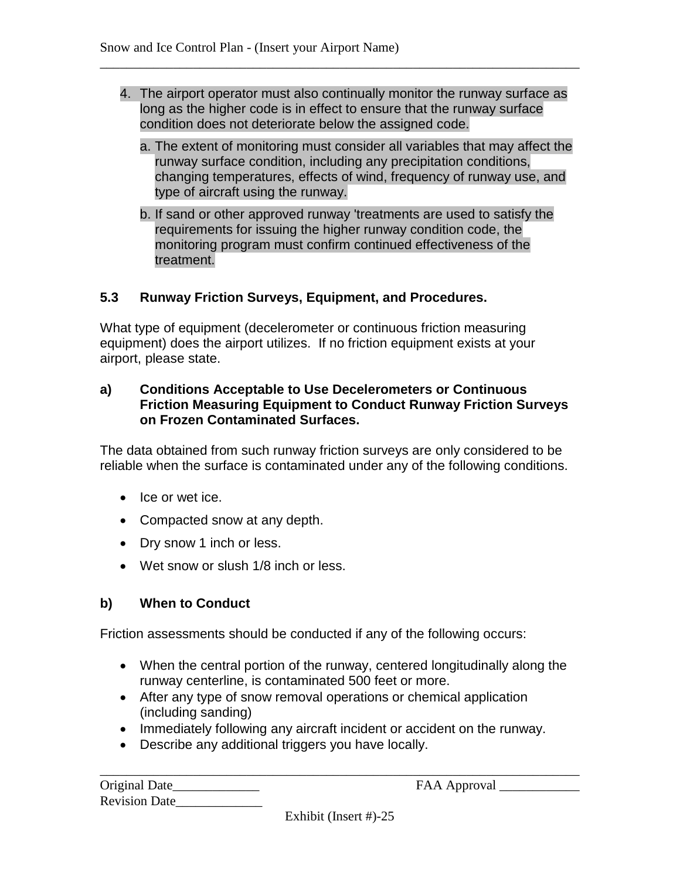4. The airport operator must also continually monitor the runway surface as long as the higher code is in effect to ensure that the runway surface condition does not deteriorate below the assigned code.

   a. The extent of monitoring must consider all variables that may affect the runway surface condition, including any precipitation conditions, changing temperatures, effects of wind, frequency of runway use, and type of aircraft using the runway.

   b. If sand or other approved runway 'treatments are used to satisfy the requirements for issuing the higher runway condition code, the monitoring program must confirm continued effectiveness of the treatment.

### 5.3 Runway Friction Surveys, Equipment, and Procedures.

What type of equipment (decelerometer or continuous friction measuring equipment) does the airport utilizes. If no friction equipment exists at your airport, please state.

**a) Conditions Acceptable to Use Decelerometers or Continuous Friction Measuring Equipment to Conduct Runway Friction Surveys on Frozen Contaminated Surfaces.**

The data obtained from such runway friction surveys are only considered to be reliable when the surface is contaminated under any of the following conditions.

- Ice or wet ice.
- Compacted snow at any depth.
- Dry snow 1 inch or less.
- Wet snow or slush 1/8 inch or less.

**b) When to Conduct**

Friction assessments should be conducted if any of the following occurs:

- When the central portion of the runway, centered longitudinally along the runway centerline, is contaminated 500 feet or more.
- After any type of snow removal operations or chemical application (including sanding)
- Immediately following any aircraft incident or accident on the runway.
- Describe any additional triggers you have locally.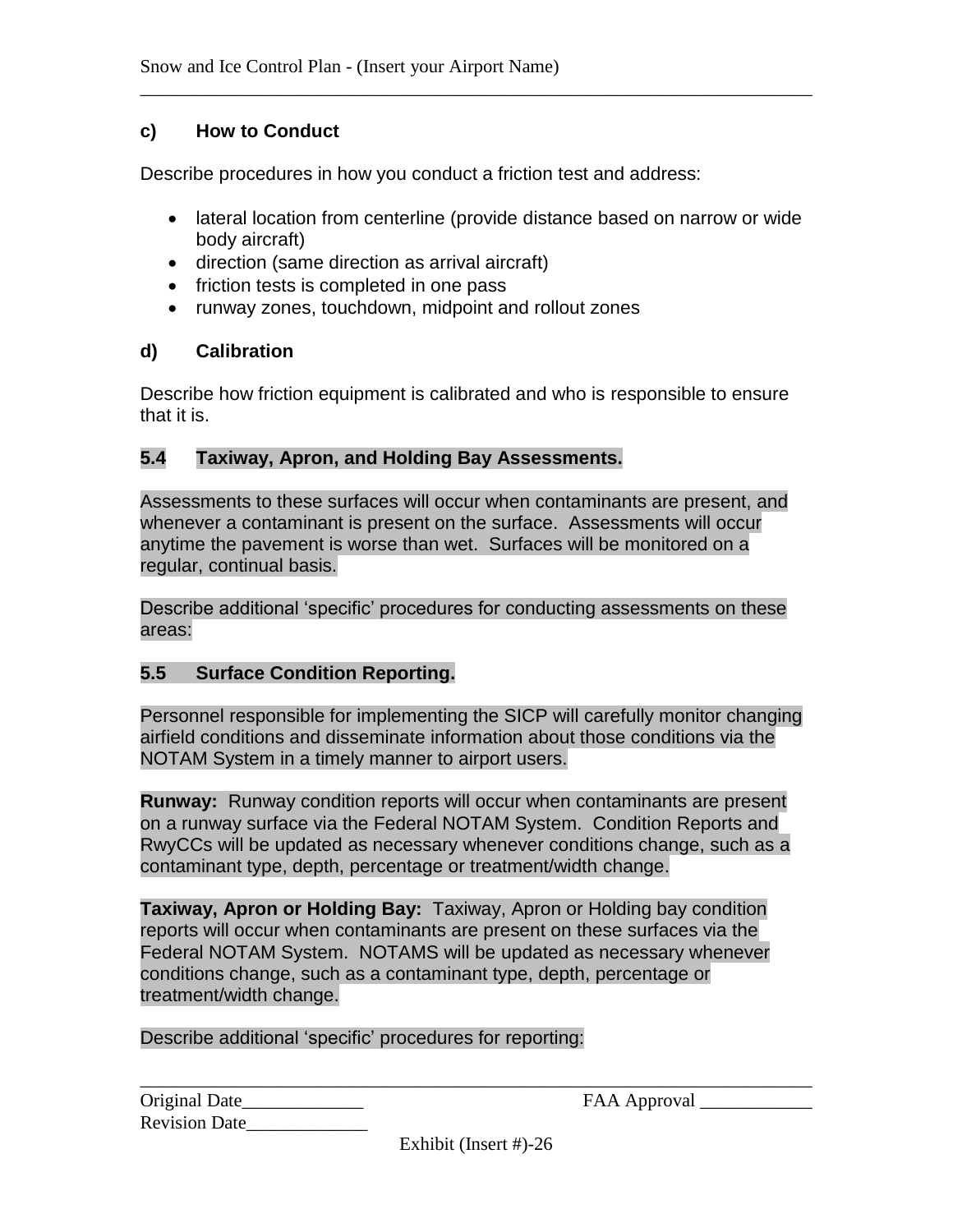### c) How to Conduct

Describe procedures in how you conduct a friction test and address:

- lateral location from centerline (provide distance based on narrow or wide body aircraft)
- direction (same direction as arrival aircraft)
- friction tests is completed in one pass
- runway zones, touchdown, midpoint and rollout zones

### d) Calibration

Describe how friction equipment is calibrated and who is responsible to ensure that it is.

## 5.4 Taxiway, Apron, and Holding Bay Assessments.

Assessments to these surfaces will occur when contaminants are present, and whenever a contaminant is present on the surface. Assessments will occur anytime the pavement is worse than wet. Surfaces will be monitored on a regular, continual basis.

Describe additional 'specific' procedures for conducting assessments on these areas:

## 5.5 Surface Condition Reporting.

Personnel responsible for implementing the SICP will carefully monitor changing airfield conditions and disseminate information about those conditions via the NOTAM System in a timely manner to airport users.

**Runway:** Runway condition reports will occur when contaminants are present on a runway surface via the Federal NOTAM System. Condition Reports and RwyCCs will be updated as necessary whenever conditions change, such as a contaminant type, depth, percentage or treatment/width change.

**Taxiway, Apron or Holding Bay:** Taxiway, Apron or Holding bay condition reports will occur when contaminants are present on these surfaces via the Federal NOTAM System. NOTAMS will be updated as necessary whenever conditions change, such as a contaminant type, depth, percentage or treatment/width change.

Describe additional 'specific' procedures for reporting: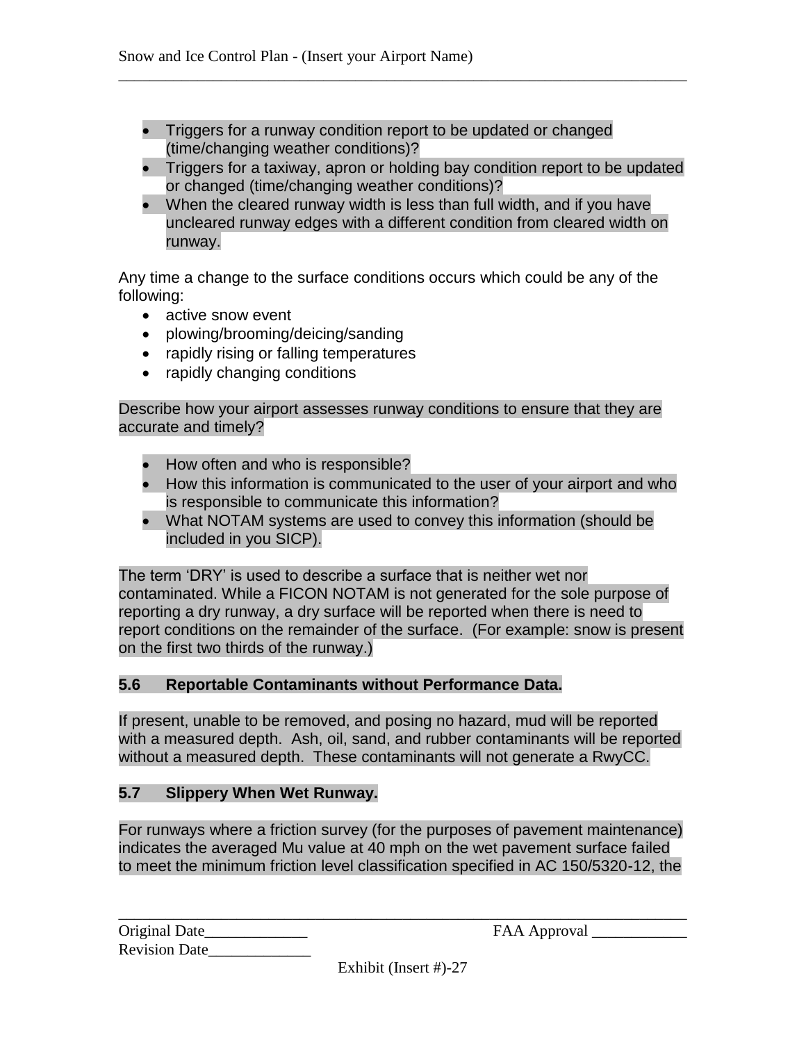- Triggers for a runway condition report to be updated or changed (time/changing weather conditions)?
- Triggers for a taxiway, apron or holding bay condition report to be updated or changed (time/changing weather conditions)?
- When the cleared runway width is less than full width, and if you have uncleared runway edges with a different condition from cleared width on runway.

Any time a change to the surface conditions occurs which could be any of the following:

- active snow event
- plowing/brooming/deicing/sanding
- rapidly rising or falling temperatures
- rapidly changing conditions

Describe how your airport assesses runway conditions to ensure that they are accurate and timely?

- How often and who is responsible?
- How this information is communicated to the user of your airport and who is responsible to communicate this information?
- What NOTAM systems are used to convey this information (should be included in you SICP).

The term 'DRY' is used to describe a surface that is neither wet nor contaminated. While a FICON NOTAM is not generated for the sole purpose of reporting a dry runway, a dry surface will be reported when there is need to report conditions on the remainder of the surface. (For example: snow is present on the first two thirds of the runway.)

### 5.6 Reportable Contaminants without Performance Data.

If present, unable to be removed, and posing no hazard, mud will be reported with a measured depth. Ash, oil, sand, and rubber contaminants will be reported without a measured depth. These contaminants will not generate a RwyCC.

### 5.7 Slippery When Wet Runway.

For runways where a friction survey (for the purposes of pavement maintenance) indicates the averaged Mu value at 40 mph on the wet pavement surface failed to meet the minimum friction level classification specified in AC 150/5320-12, the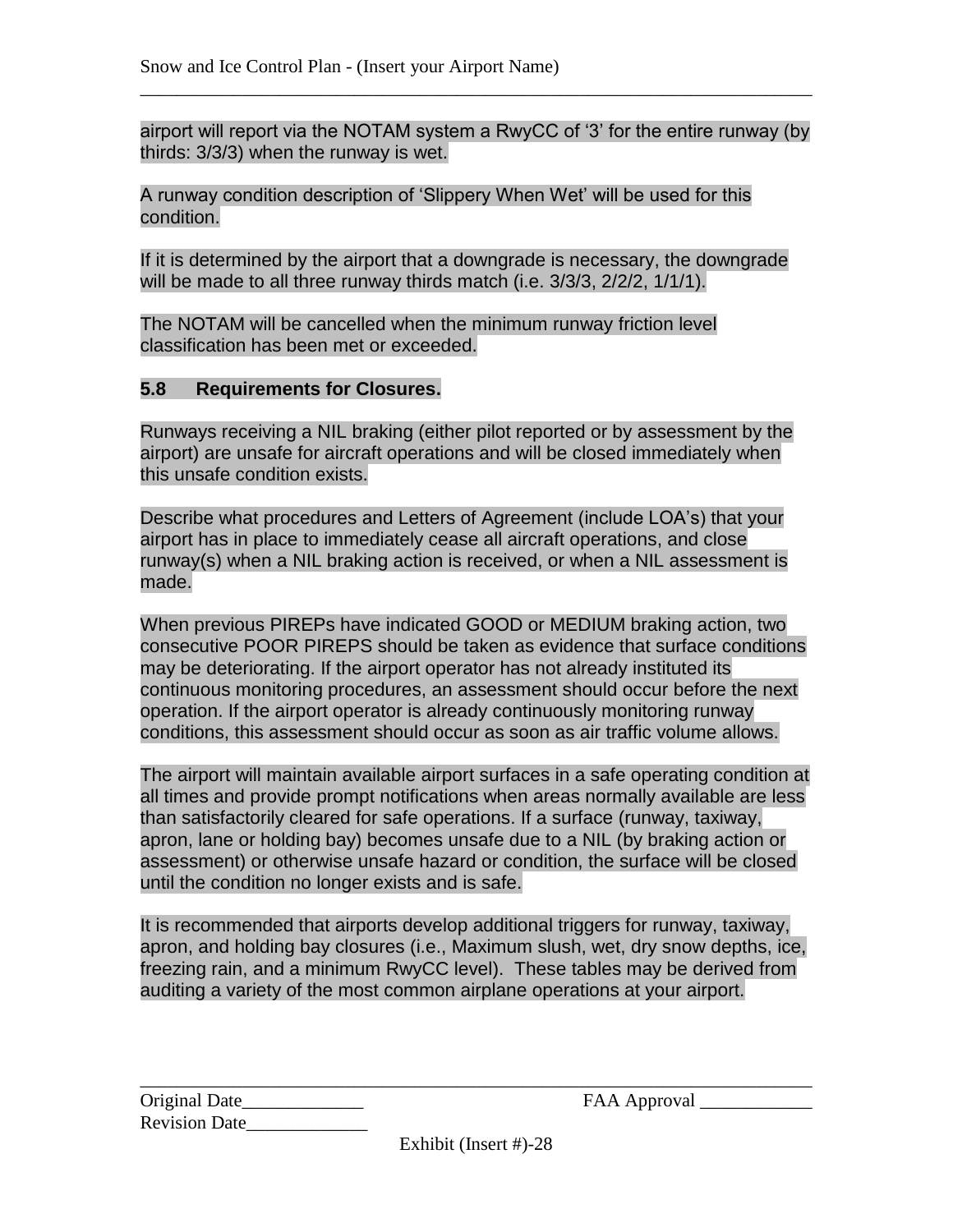airport will report via the NOTAM system a RwyCC of '3' for the entire runway (by thirds: 3/3/3) when the runway is wet.

A runway condition description of 'Slippery When Wet' will be used for this condition.

If it is determined by the airport that a downgrade is necessary, the downgrade will be made to all three runway thirds match (i.e. 3/3/3, 2/2/2, 1/1/1).

The NOTAM will be cancelled when the minimum runway friction level classification has been met or exceeded.

### 5.8 Requirements for Closures.

Runways receiving a NIL braking (either pilot reported or by assessment by the airport) are unsafe for aircraft operations and will be closed immediately when this unsafe condition exists.

Describe what procedures and Letters of Agreement (include LOA's) that your airport has in place to immediately cease all aircraft operations, and close runway(s) when a NIL braking action is received, or when a NIL assessment is made.

When previous PIREPs have indicated GOOD or MEDIUM braking action, two consecutive POOR PIREPS should be taken as evidence that surface conditions may be deteriorating. If the airport operator has not already instituted its continuous monitoring procedures, an assessment should occur before the next operation. If the airport operator is already continuously monitoring runway conditions, this assessment should occur as soon as air traffic volume allows.

The airport will maintain available airport surfaces in a safe operating condition at all times and provide prompt notifications when areas normally available are less than satisfactorily cleared for safe operations. If a surface (runway, taxiway, apron, lane or holding bay) becomes unsafe due to a NIL (by braking action or assessment) or otherwise unsafe hazard or condition, the surface will be closed until the condition no longer exists and is safe.

It is recommended that airports develop additional triggers for runway, taxiway, apron, and holding bay closures (i.e., Maximum slush, wet, dry snow depths, ice, freezing rain, and a minimum RwyCC level). These tables may be derived from auditing a variety of the most common airplane operations at your airport.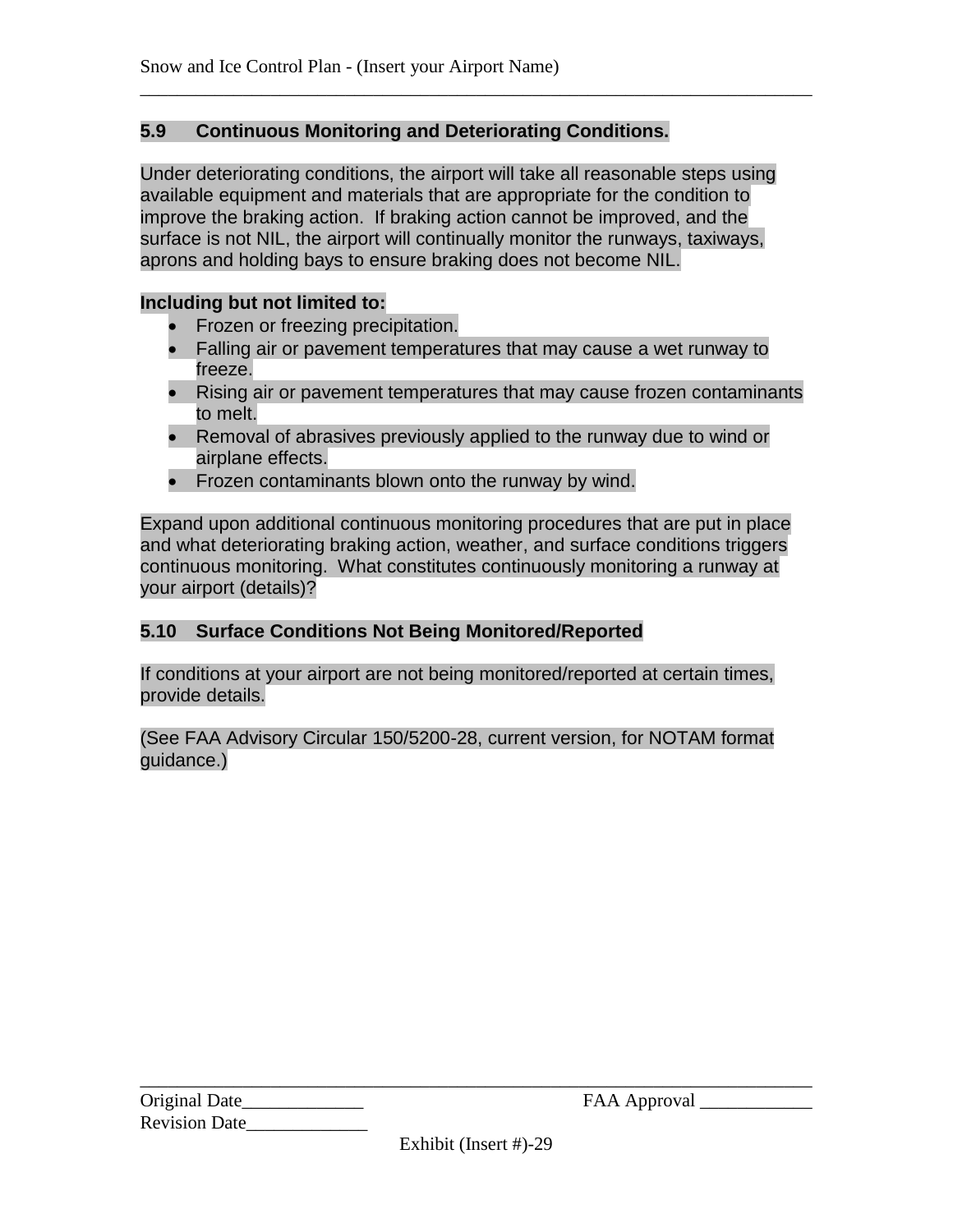## 5.9 Continuous Monitoring and Deteriorating Conditions.

Under deteriorating conditions, the airport will take all reasonable steps using available equipment and materials that are appropriate for the condition to improve the braking action. If braking action cannot be improved, and the surface is not NIL, the airport will continually monitor the runways, taxiways, aprons and holding bays to ensure braking does not become NIL.

**Including but not limited to:**

- Frozen or freezing precipitation.
- Falling air or pavement temperatures that may cause a wet runway to freeze.
- Rising air or pavement temperatures that may cause frozen contaminants to melt.
- Removal of abrasives previously applied to the runway due to wind or airplane effects.
- Frozen contaminants blown onto the runway by wind.

Expand upon additional continuous monitoring procedures that are put in place and what deteriorating braking action, weather, and surface conditions triggers continuous monitoring. What constitutes continuously monitoring a runway at your airport (details)?

## 5.10 Surface Conditions Not Being Monitored/Reported

If conditions at your airport are not being monitored/reported at certain times, provide details.

(See FAA Advisory Circular 150/5200-28, current version, for NOTAM format guidance.)

Original Date_____________ FAA Approval ____________
Revision Date_____________
Exhibit (Insert #)-29